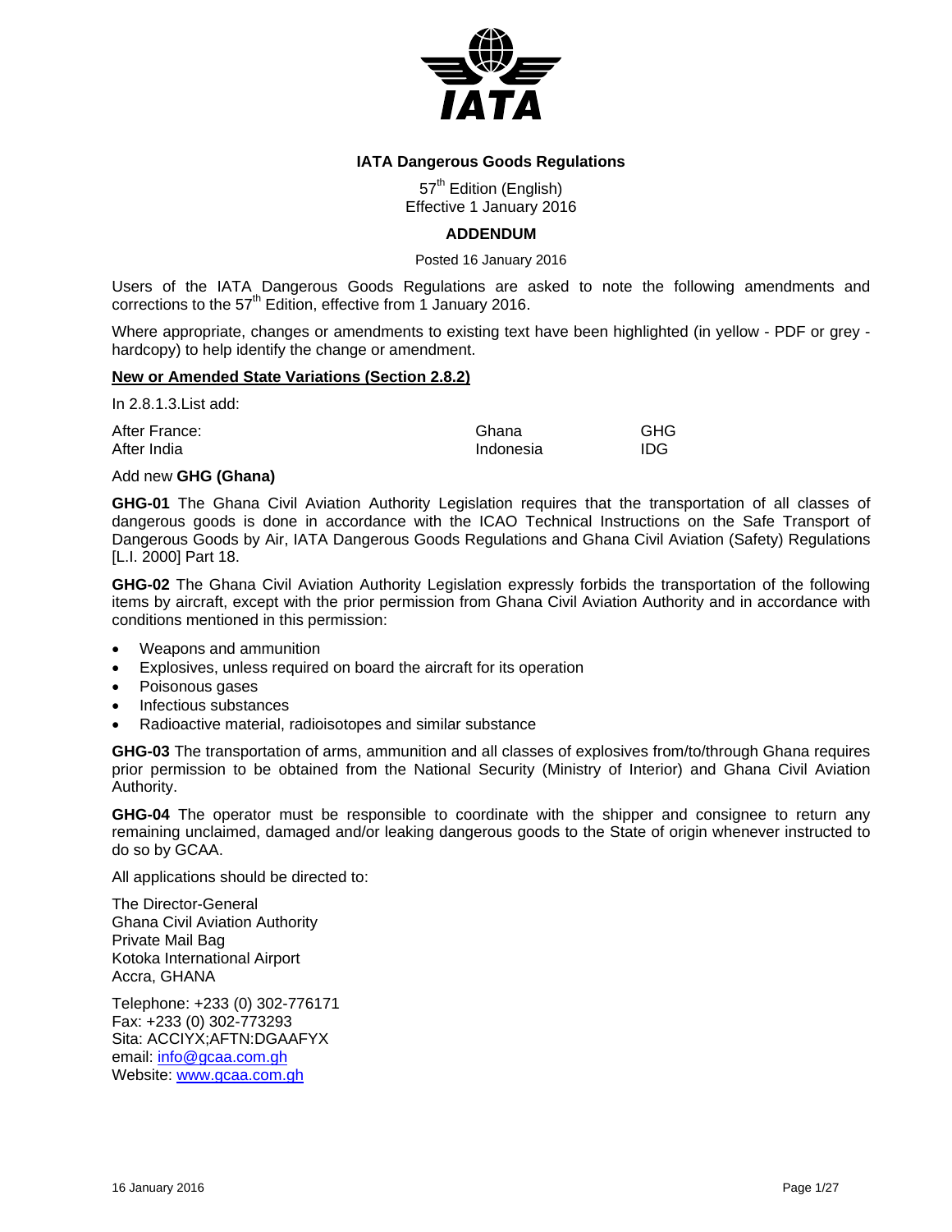# IATA Dangerous Goods Regulations

57th Edition (English)
Effective 1 January 2016

## ADDENDUM

Posted 16 January 2016

Users of the IATA Dangerous Goods Regulations are asked to note the following amendments and corrections to the 57th Edition, effective from 1 January 2016.

Where appropriate, changes or amendments to existing text have been highlighted (in yellow - PDF or grey - hardcopy) to help identify the change or amendment.

### New or Amended State Variations (Section 2.8.2)

In 2.8.1.3.List add:

| | | |
|---|---|---|
| After France: | Ghana | GHG |
| After India | Indonesia | IDG |

Add new **GHG (Ghana)**

**GHG-01** The Ghana Civil Aviation Authority Legislation requires that the transportation of all classes of dangerous goods is done in accordance with the ICAO Technical Instructions on the Safe Transport of Dangerous Goods by Air, IATA Dangerous Goods Regulations and Ghana Civil Aviation (Safety) Regulations [L.I. 2000] Part 18.

**GHG-02** The Ghana Civil Aviation Authority Legislation expressly forbids the transportation of the following items by aircraft, except with the prior permission from Ghana Civil Aviation Authority and in accordance with conditions mentioned in this permission:

- Weapons and ammunition
- Explosives, unless required on board the aircraft for its operation
- Poisonous gases
- Infectious substances
- Radioactive material, radioisotopes and similar substance

**GHG-03** The transportation of arms, ammunition and all classes of explosives from/to/through Ghana requires prior permission to be obtained from the National Security (Ministry of Interior) and Ghana Civil Aviation Authority.

**GHG-04** The operator must be responsible to coordinate with the shipper and consignee to return any remaining unclaimed, damaged and/or leaking dangerous goods to the State of origin whenever instructed to do so by GCAA.

All applications should be directed to:

The Director-General
Ghana Civil Aviation Authority
Private Mail Bag
Kotoka International Airport
Accra, GHANA

Telephone: +233 (0) 302-776171
Fax: +233 (0) 302-773293
Sita: ACCIYX;AFTN:DGAAFYX
email: info@gcaa.com.gh
Website: www.gcaa.com.gh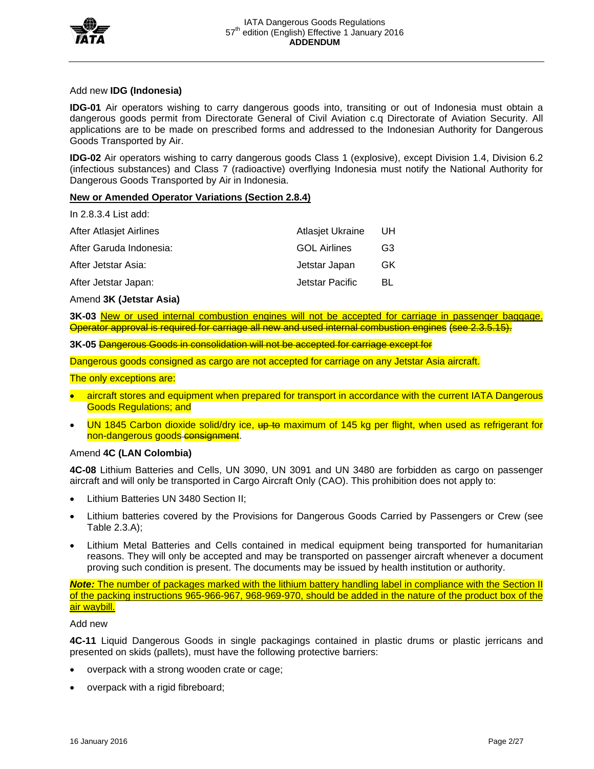Add new **IDG (Indonesia)**

**IDG-01** Air operators wishing to carry dangerous goods into, transiting or out of Indonesia must obtain a dangerous goods permit from Directorate General of Civil Aviation c.q Directorate of Aviation Security. All applications are to be made on prescribed forms and addressed to the Indonesian Authority for Dangerous Goods Transported by Air.

**IDG-02** Air operators wishing to carry dangerous goods Class 1 (explosive), except Division 1.4, Division 6.2 (infectious substances) and Class 7 (radioactive) overflying Indonesia must notify the National Authority for Dangerous Goods Transported by Air in Indonesia.

**New or Amended Operator Variations (Section 2.8.4)**

In 2.8.3.4 List add:

| | | |
|---|---|---|
| After Atlasjet Airlines | Atlasjet Ukraine | UH |
| After Garuda Indonesia: | GOL Airlines | G3 |
| After Jetstar Asia: | Jetstar Japan | GK |
| After Jetstar Japan: | Jetstar Pacific | BL |

Amend **3K (Jetstar Asia)**

**3K-03** New or used internal combustion engines will not be accepted for carriage in passenger baggage. ~~Operator approval is required for carriage all new and used internal combustion engines~~ ~~(see 2.3.5.15).~~

**3K-05** ~~Dangerous Goods in consolidation will not be accepted for carriage except for~~

Dangerous goods consigned as cargo are not accepted for carriage on any Jetstar Asia aircraft.

The only exceptions are:

- aircraft stores and equipment when prepared for transport in accordance with the current IATA Dangerous Goods Regulations; and
- UN 1845 Carbon dioxide solid/dry ice, ~~up to~~ maximum of 145 kg per flight, when used as refrigerant for non-dangerous goods ~~consignment~~.

Amend **4C (LAN Colombia)**

**4C-08** Lithium Batteries and Cells, UN 3090, UN 3091 and UN 3480 are forbidden as cargo on passenger aircraft and will only be transported in Cargo Aircraft Only (CAO). This prohibition does not apply to:

- Lithium Batteries UN 3480 Section II;
- Lithium batteries covered by the Provisions for Dangerous Goods Carried by Passengers or Crew (see Table 2.3.A);
- Lithium Metal Batteries and Cells contained in medical equipment being transported for humanitarian reasons. They will only be accepted and may be transported on passenger aircraft whenever a document proving such condition is present. The documents may be issued by health institution or authority.

***Note:*** The number of packages marked with the lithium battery handling label in compliance with the Section II of the packing instructions 965-966-967, 968-969-970, should be added in the nature of the product box of the air waybill.

Add new

**4C-11** Liquid Dangerous Goods in single packagings contained in plastic drums or plastic jerricans and presented on skids (pallets), must have the following protective barriers:

- overpack with a strong wooden crate or cage;
- overpack with a rigid fibreboard;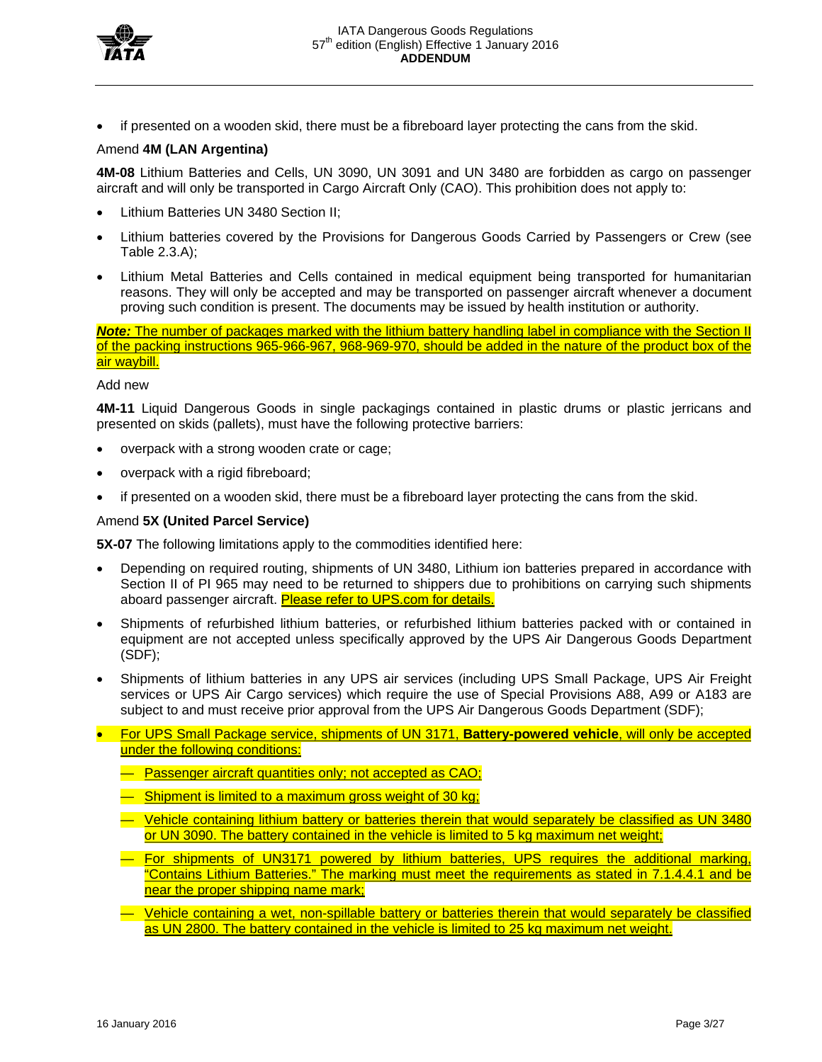- if presented on a wooden skid, there must be a fibreboard layer protecting the cans from the skid.

Amend **4M (LAN Argentina)**

**4M-08** Lithium Batteries and Cells, UN 3090, UN 3091 and UN 3480 are forbidden as cargo on passenger aircraft and will only be transported in Cargo Aircraft Only (CAO). This prohibition does not apply to:

- Lithium Batteries UN 3480 Section II;
- Lithium batteries covered by the Provisions for Dangerous Goods Carried by Passengers or Crew (see Table 2.3.A);
- Lithium Metal Batteries and Cells contained in medical equipment being transported for humanitarian reasons. They will only be accepted and may be transported on passenger aircraft whenever a document proving such condition is present. The documents may be issued by health institution or authority.

***Note:*** The number of packages marked with the lithium battery handling label in compliance with the Section II of the packing instructions 965-966-967, 968-969-970, should be added in the nature of the product box of the air waybill.

Add new

**4M-11** Liquid Dangerous Goods in single packagings contained in plastic drums or plastic jerricans and presented on skids (pallets), must have the following protective barriers:

- overpack with a strong wooden crate or cage;
- overpack with a rigid fibreboard;
- if presented on a wooden skid, there must be a fibreboard layer protecting the cans from the skid.

Amend **5X (United Parcel Service)**

**5X-07** The following limitations apply to the commodities identified here:

- Depending on required routing, shipments of UN 3480, Lithium ion batteries prepared in accordance with Section II of PI 965 may need to be returned to shippers due to prohibitions on carrying such shipments aboard passenger aircraft. Please refer to UPS.com for details.
- Shipments of refurbished lithium batteries, or refurbished lithium batteries packed with or contained in equipment are not accepted unless specifically approved by the UPS Air Dangerous Goods Department (SDF);
- Shipments of lithium batteries in any UPS air services (including UPS Small Package, UPS Air Freight services or UPS Air Cargo services) which require the use of Special Provisions A88, A99 or A183 are subject to and must receive prior approval from the UPS Air Dangerous Goods Department (SDF);
- For UPS Small Package service, shipments of UN 3171, **Battery-powered vehicle**, will only be accepted under the following conditions:
  - Passenger aircraft quantities only; not accepted as CAO;
  - Shipment is limited to a maximum gross weight of 30 kg;
  - Vehicle containing lithium battery or batteries therein that would separately be classified as UN 3480 or UN 3090. The battery contained in the vehicle is limited to 5 kg maximum net weight;
  - For shipments of UN3171 powered by lithium batteries, UPS requires the additional marking, "Contains Lithium Batteries." The marking must meet the requirements as stated in 7.1.4.4.1 and be near the proper shipping name mark;
  - Vehicle containing a wet, non-spillable battery or batteries therein that would separately be classified as UN 2800. The battery contained in the vehicle is limited to 25 kg maximum net weight.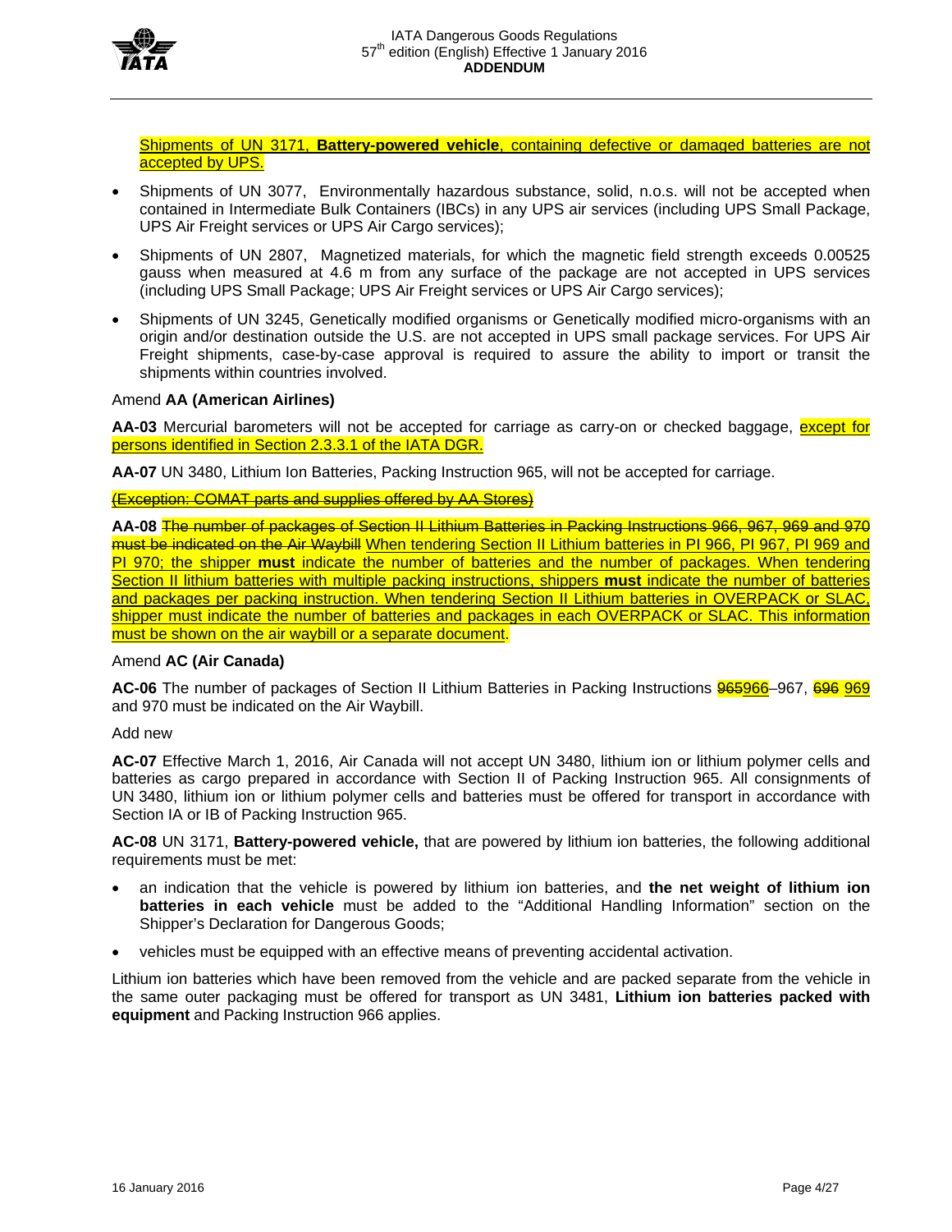Shipments of UN 3171, **Battery-powered vehicle**, containing defective or damaged batteries are not accepted by UPS.

- Shipments of UN 3077, Environmentally hazardous substance, solid, n.o.s. will not be accepted when contained in Intermediate Bulk Containers (IBCs) in any UPS air services (including UPS Small Package, UPS Air Freight services or UPS Air Cargo services);
- Shipments of UN 2807, Magnetized materials, for which the magnetic field strength exceeds 0.00525 gauss when measured at 4.6 m from any surface of the package are not accepted in UPS services (including UPS Small Package; UPS Air Freight services or UPS Air Cargo services);
- Shipments of UN 3245, Genetically modified organisms or Genetically modified micro-organisms with an origin and/or destination outside the U.S. are not accepted in UPS small package services. For UPS Air Freight shipments, case-by-case approval is required to assure the ability to import or transit the shipments within countries involved.

Amend **AA (American Airlines)**

**AA-03** Mercurial barometers will not be accepted for carriage as carry-on or checked baggage, except for persons identified in Section 2.3.3.1 of the IATA DGR.

**AA-07** UN 3480, Lithium Ion Batteries, Packing Instruction 965, will not be accepted for carriage.

~~(Exception: COMAT parts and supplies offered by AA Stores)~~

**AA-08** ~~The number of packages of Section II Lithium Batteries in Packing Instructions 966, 967, 969 and 970 must be indicated on the Air Waybill~~ When tendering Section II Lithium batteries in PI 966, PI 967, PI 969 and PI 970; the shipper **must** indicate the number of batteries and the number of packages. When tendering Section II lithium batteries with multiple packing instructions, shippers **must** indicate the number of batteries and packages per packing instruction. When tendering Section II Lithium batteries in OVERPACK or SLAC, shipper must indicate the number of batteries and packages in each OVERPACK or SLAC. This information must be shown on the air waybill or a separate document.

Amend **AC (Air Canada)**

**AC-06** The number of packages of Section II Lithium Batteries in Packing Instructions ~~965~~966–967, ~~696~~ 969 and 970 must be indicated on the Air Waybill.

Add new

**AC-07** Effective March 1, 2016, Air Canada will not accept UN 3480, lithium ion or lithium polymer cells and batteries as cargo prepared in accordance with Section II of Packing Instruction 965. All consignments of UN 3480, lithium ion or lithium polymer cells and batteries must be offered for transport in accordance with Section IA or IB of Packing Instruction 965.

**AC-08** UN 3171, **Battery-powered vehicle,** that are powered by lithium ion batteries, the following additional requirements must be met:

- an indication that the vehicle is powered by lithium ion batteries, and **the net weight of lithium ion batteries in each vehicle** must be added to the "Additional Handling Information" section on the Shipper's Declaration for Dangerous Goods;
- vehicles must be equipped with an effective means of preventing accidental activation.

Lithium ion batteries which have been removed from the vehicle and are packed separate from the vehicle in the same outer packaging must be offered for transport as UN 3481, **Lithium ion batteries packed with equipment** and Packing Instruction 966 applies.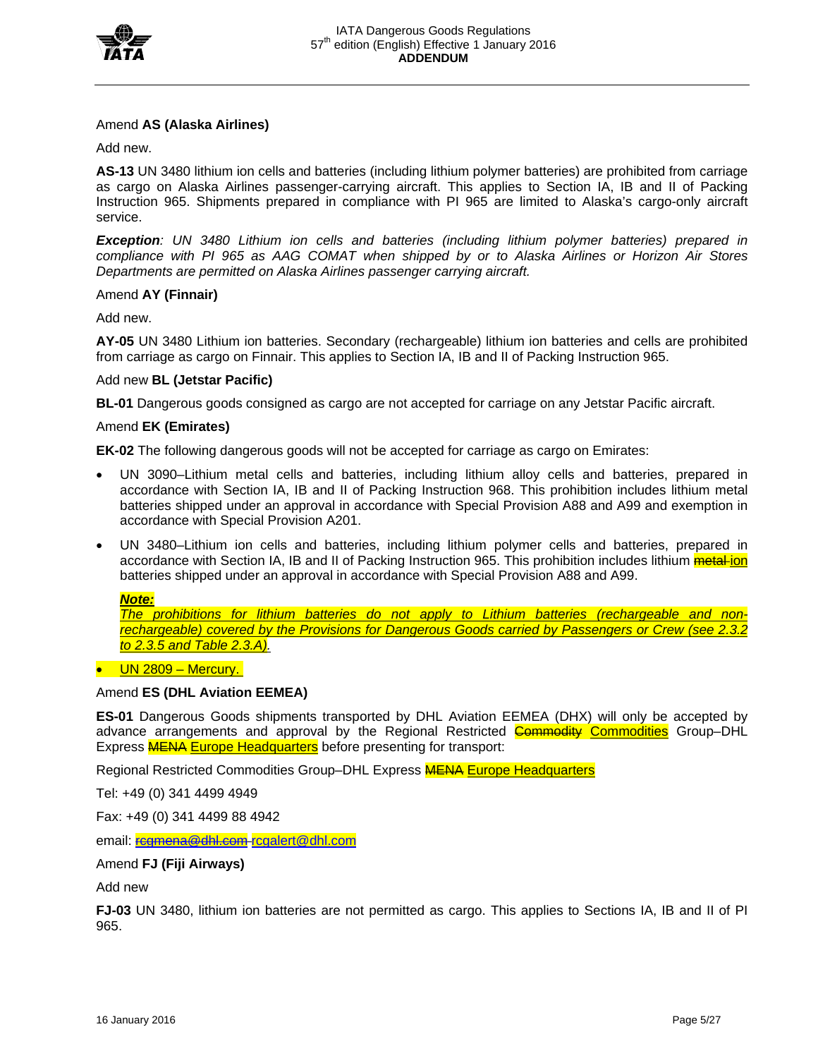Amend **AS (Alaska Airlines)**

Add new.

**AS-13** UN 3480 lithium ion cells and batteries (including lithium polymer batteries) are prohibited from carriage as cargo on Alaska Airlines passenger-carrying aircraft. This applies to Section IA, IB and II of Packing Instruction 965. Shipments prepared in compliance with PI 965 are limited to Alaska's cargo-only aircraft service.

***Exception**: UN 3480 Lithium ion cells and batteries (including lithium polymer batteries) prepared in compliance with PI 965 as AAG COMAT when shipped by or to Alaska Airlines or Horizon Air Stores Departments are permitted on Alaska Airlines passenger carrying aircraft.*

Amend **AY (Finnair)**

Add new.

**AY-05** UN 3480 Lithium ion batteries. Secondary (rechargeable) lithium ion batteries and cells are prohibited from carriage as cargo on Finnair. This applies to Section IA, IB and II of Packing Instruction 965.

Add new **BL (Jetstar Pacific)**

**BL-01** Dangerous goods consigned as cargo are not accepted for carriage on any Jetstar Pacific aircraft.

Amend **EK (Emirates)**

**EK-02** The following dangerous goods will not be accepted for carriage as cargo on Emirates:

- UN 3090–Lithium metal cells and batteries, including lithium alloy cells and batteries, prepared in accordance with Section IA, IB and II of Packing Instruction 968. This prohibition includes lithium metal batteries shipped under an approval in accordance with Special Provision A88 and A99 and exemption in accordance with Special Provision A201.
- UN 3480–Lithium ion cells and batteries, including lithium polymer cells and batteries, prepared in accordance with Section IA, IB and II of Packing Instruction 965. This prohibition includes lithium ~~metal~~ ion batteries shipped under an approval in accordance with Special Provision A88 and A99.

  ***Note:***
  *The prohibitions for lithium batteries do not apply to Lithium batteries (rechargeable and non-rechargeable) covered by the Provisions for Dangerous Goods carried by Passengers or Crew (see 2.3.2 to 2.3.5 and Table 2.3.A).*

- UN 2809 – Mercury.

Amend **ES (DHL Aviation EEMEA)**

**ES-01** Dangerous Goods shipments transported by DHL Aviation EEMEA (DHX) will only be accepted by advance arrangements and approval by the Regional Restricted ~~Commodity~~ Commodities Group–DHL Express ~~MENA~~ Europe Headquarters before presenting for transport:

Regional Restricted Commodities Group–DHL Express ~~MENA~~ Europe Headquarters

Tel: +49 (0) 341 4499 4949

Fax: +49 (0) 341 4499 88 4942

email: ~~rcgmena@dhl.com~~ rcgalert@dhl.com

Amend **FJ (Fiji Airways)**

Add new

**FJ-03** UN 3480, lithium ion batteries are not permitted as cargo. This applies to Sections IA, IB and II of PI 965.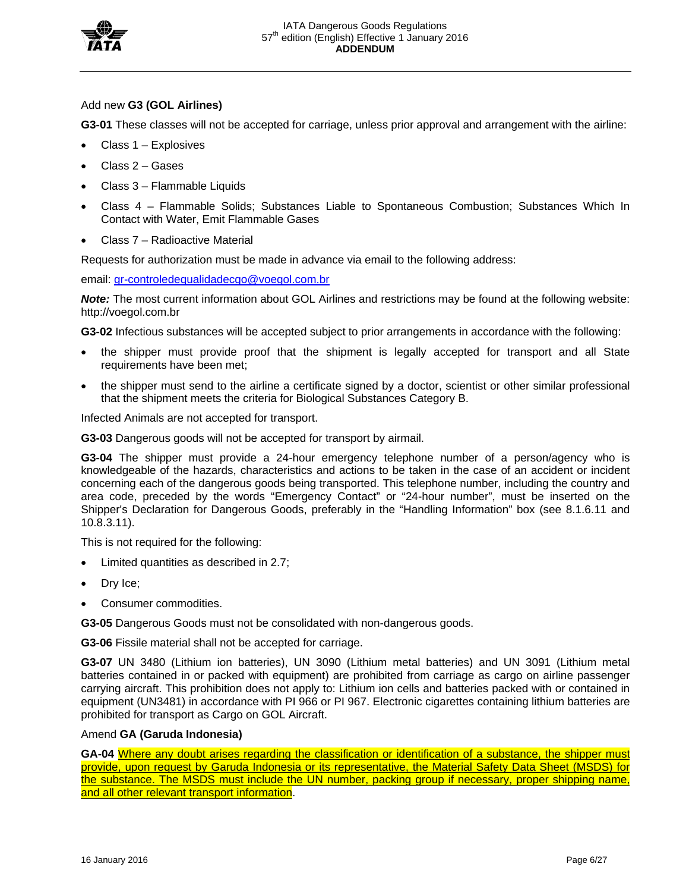Add new **G3 (GOL Airlines)**

**G3-01** These classes will not be accepted for carriage, unless prior approval and arrangement with the airline:

- Class 1 – Explosives
- Class 2 – Gases
- Class 3 – Flammable Liquids
- Class 4 – Flammable Solids; Substances Liable to Spontaneous Combustion; Substances Which In Contact with Water, Emit Flammable Gases
- Class 7 – Radioactive Material

Requests for authorization must be made in advance via email to the following address:

email: gr-controledequalidadecgo@voegol.com.br

***Note:*** The most current information about GOL Airlines and restrictions may be found at the following website: http://voegol.com.br

**G3-02** Infectious substances will be accepted subject to prior arrangements in accordance with the following:

- the shipper must provide proof that the shipment is legally accepted for transport and all State requirements have been met;
- the shipper must send to the airline a certificate signed by a doctor, scientist or other similar professional that the shipment meets the criteria for Biological Substances Category B.

Infected Animals are not accepted for transport.

**G3-03** Dangerous goods will not be accepted for transport by airmail.

**G3-04** The shipper must provide a 24-hour emergency telephone number of a person/agency who is knowledgeable of the hazards, characteristics and actions to be taken in the case of an accident or incident concerning each of the dangerous goods being transported. This telephone number, including the country and area code, preceded by the words "Emergency Contact" or "24-hour number", must be inserted on the Shipper's Declaration for Dangerous Goods, preferably in the "Handling Information" box (see 8.1.6.11 and 10.8.3.11).

This is not required for the following:

- Limited quantities as described in 2.7;
- Dry Ice;
- Consumer commodities.

**G3-05** Dangerous Goods must not be consolidated with non-dangerous goods.

**G3-06** Fissile material shall not be accepted for carriage.

**G3-07** UN 3480 (Lithium ion batteries), UN 3090 (Lithium metal batteries) and UN 3091 (Lithium metal batteries contained in or packed with equipment) are prohibited from carriage as cargo on airline passenger carrying aircraft. This prohibition does not apply to: Lithium ion cells and batteries packed with or contained in equipment (UN3481) in accordance with PI 966 or PI 967. Electronic cigarettes containing lithium batteries are prohibited for transport as Cargo on GOL Aircraft.

Amend **GA (Garuda Indonesia)**

**GA-04** Where any doubt arises regarding the classification or identification of a substance, the shipper must provide, upon request by Garuda Indonesia or its representative, the Material Safety Data Sheet (MSDS) for the substance. The MSDS must include the UN number, packing group if necessary, proper shipping name, and all other relevant transport information.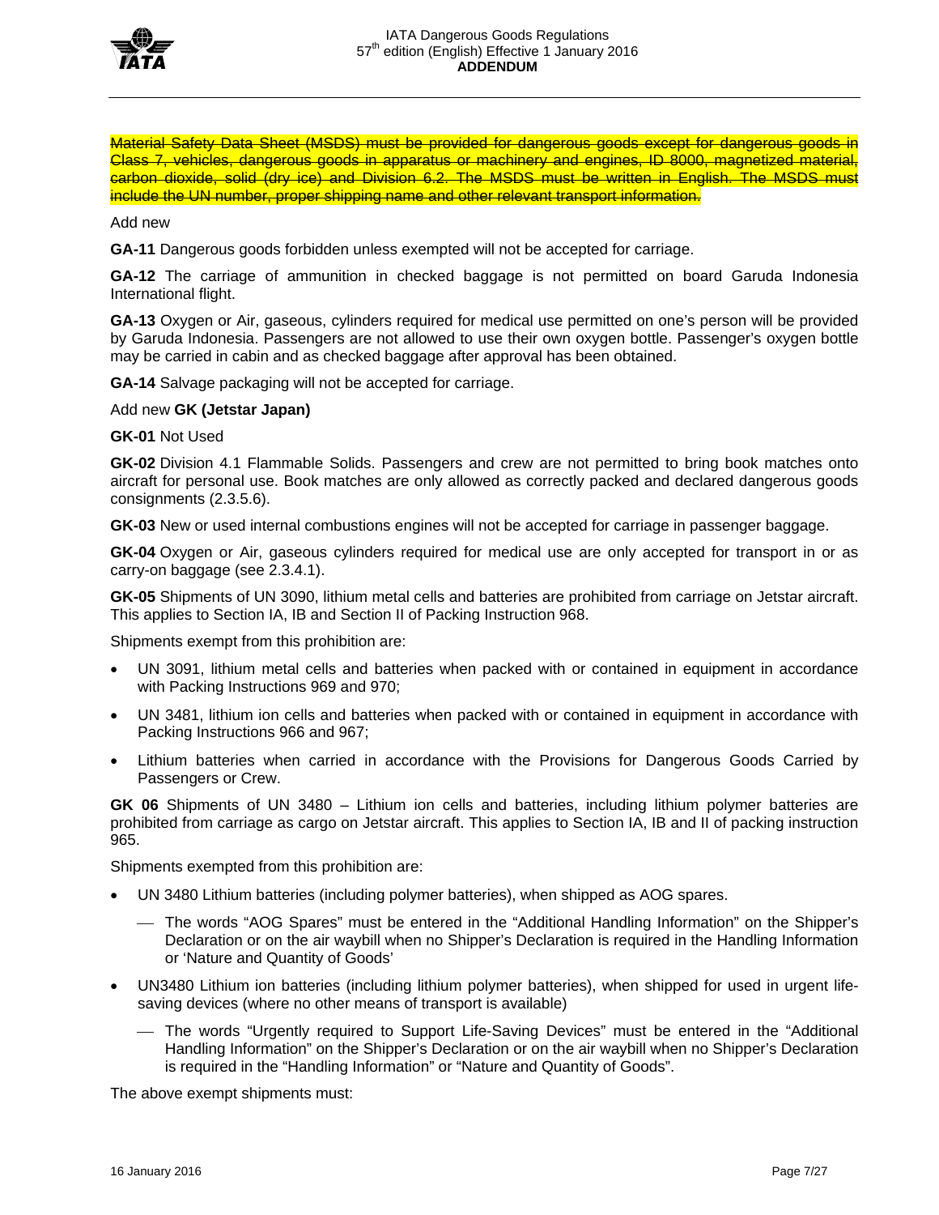~~Material Safety Data Sheet (MSDS) must be provided for dangerous goods except for dangerous goods in Class 7, vehicles, dangerous goods in apparatus or machinery and engines, ID 8000, magnetized material, carbon dioxide, solid (dry ice) and Division 6.2. The MSDS must be written in English. The MSDS must include the UN number, proper shipping name and other relevant transport information.~~

Add new

**GA-11** Dangerous goods forbidden unless exempted will not be accepted for carriage.

**GA-12** The carriage of ammunition in checked baggage is not permitted on board Garuda Indonesia International flight.

**GA-13** Oxygen or Air, gaseous, cylinders required for medical use permitted on one's person will be provided by Garuda Indonesia. Passengers are not allowed to use their own oxygen bottle. Passenger's oxygen bottle may be carried in cabin and as checked baggage after approval has been obtained.

**GA-14** Salvage packaging will not be accepted for carriage.

Add new **GK (Jetstar Japan)**

**GK-01** Not Used

**GK-02** Division 4.1 Flammable Solids. Passengers and crew are not permitted to bring book matches onto aircraft for personal use. Book matches are only allowed as correctly packed and declared dangerous goods consignments (2.3.5.6).

**GK-03** New or used internal combustions engines will not be accepted for carriage in passenger baggage.

**GK-04** Oxygen or Air, gaseous cylinders required for medical use are only accepted for transport in or as carry-on baggage (see 2.3.4.1).

**GK-05** Shipments of UN 3090, lithium metal cells and batteries are prohibited from carriage on Jetstar aircraft. This applies to Section IA, IB and Section II of Packing Instruction 968.

Shipments exempt from this prohibition are:

- UN 3091, lithium metal cells and batteries when packed with or contained in equipment in accordance with Packing Instructions 969 and 970;
- UN 3481, lithium ion cells and batteries when packed with or contained in equipment in accordance with Packing Instructions 966 and 967;
- Lithium batteries when carried in accordance with the Provisions for Dangerous Goods Carried by Passengers or Crew.

**GK 06** Shipments of UN 3480 – Lithium ion cells and batteries, including lithium polymer batteries are prohibited from carriage as cargo on Jetstar aircraft. This applies to Section IA, IB and II of packing instruction 965.

Shipments exempted from this prohibition are:

- UN 3480 Lithium batteries (including polymer batteries), when shipped as AOG spares.
  - The words "AOG Spares" must be entered in the "Additional Handling Information" on the Shipper's Declaration or on the air waybill when no Shipper's Declaration is required in the Handling Information or 'Nature and Quantity of Goods'
- UN3480 Lithium ion batteries (including lithium polymer batteries), when shipped for used in urgent life-saving devices (where no other means of transport is available)
  - The words "Urgently required to Support Life-Saving Devices" must be entered in the "Additional Handling Information" on the Shipper's Declaration or on the air waybill when no Shipper's Declaration is required in the "Handling Information" or "Nature and Quantity of Goods".

The above exempt shipments must: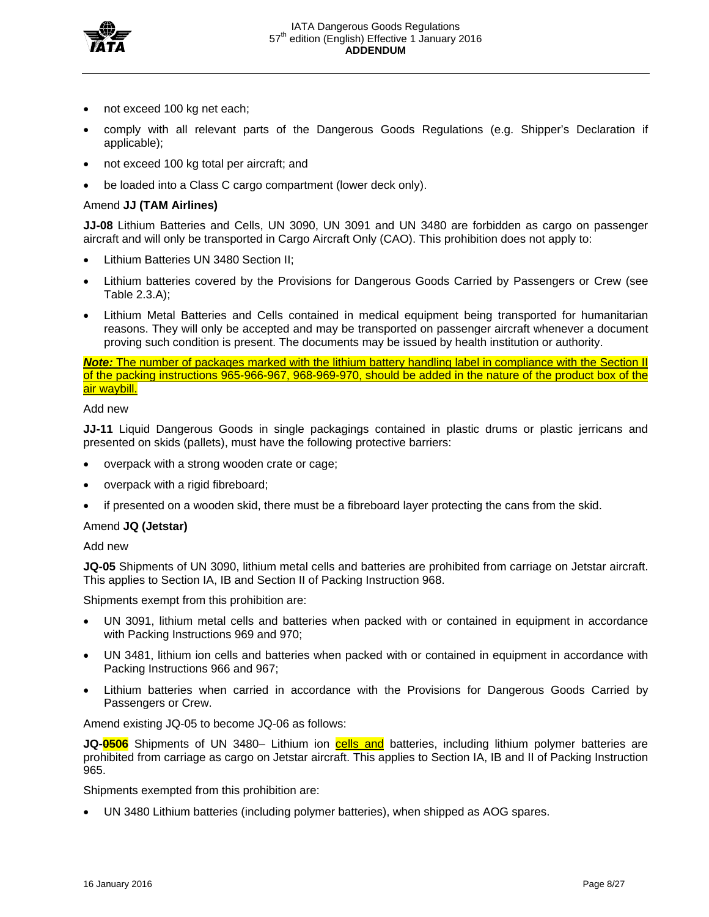- not exceed 100 kg net each;
- comply with all relevant parts of the Dangerous Goods Regulations (e.g. Shipper's Declaration if applicable);
- not exceed 100 kg total per aircraft; and
- be loaded into a Class C cargo compartment (lower deck only).

Amend **JJ (TAM Airlines)**

**JJ-08** Lithium Batteries and Cells, UN 3090, UN 3091 and UN 3480 are forbidden as cargo on passenger aircraft and will only be transported in Cargo Aircraft Only (CAO). This prohibition does not apply to:

- Lithium Batteries UN 3480 Section II;
- Lithium batteries covered by the Provisions for Dangerous Goods Carried by Passengers or Crew (see Table 2.3.A);
- Lithium Metal Batteries and Cells contained in medical equipment being transported for humanitarian reasons. They will only be accepted and may be transported on passenger aircraft whenever a document proving such condition is present. The documents may be issued by health institution or authority.

***Note:*** The number of packages marked with the lithium battery handling label in compliance with the Section II of the packing instructions 965-966-967, 968-969-970, should be added in the nature of the product box of the air waybill.

Add new

**JJ-11** Liquid Dangerous Goods in single packagings contained in plastic drums or plastic jerricans and presented on skids (pallets), must have the following protective barriers:

- overpack with a strong wooden crate or cage;
- overpack with a rigid fibreboard;
- if presented on a wooden skid, there must be a fibreboard layer protecting the cans from the skid.

Amend **JQ (Jetstar)**

Add new

**JQ-05** Shipments of UN 3090, lithium metal cells and batteries are prohibited from carriage on Jetstar aircraft. This applies to Section IA, IB and Section II of Packing Instruction 968.

Shipments exempt from this prohibition are:

- UN 3091, lithium metal cells and batteries when packed with or contained in equipment in accordance with Packing Instructions 969 and 970;
- UN 3481, lithium ion cells and batteries when packed with or contained in equipment in accordance with Packing Instructions 966 and 967;
- Lithium batteries when carried in accordance with the Provisions for Dangerous Goods Carried by Passengers or Crew.

Amend existing JQ-05 to become JQ-06 as follows:

**JQ-~~05~~06** Shipments of UN 3480– Lithium ion cells and batteries, including lithium polymer batteries are prohibited from carriage as cargo on Jetstar aircraft. This applies to Section IA, IB and II of Packing Instruction 965.

Shipments exempted from this prohibition are:

- UN 3480 Lithium batteries (including polymer batteries), when shipped as AOG spares.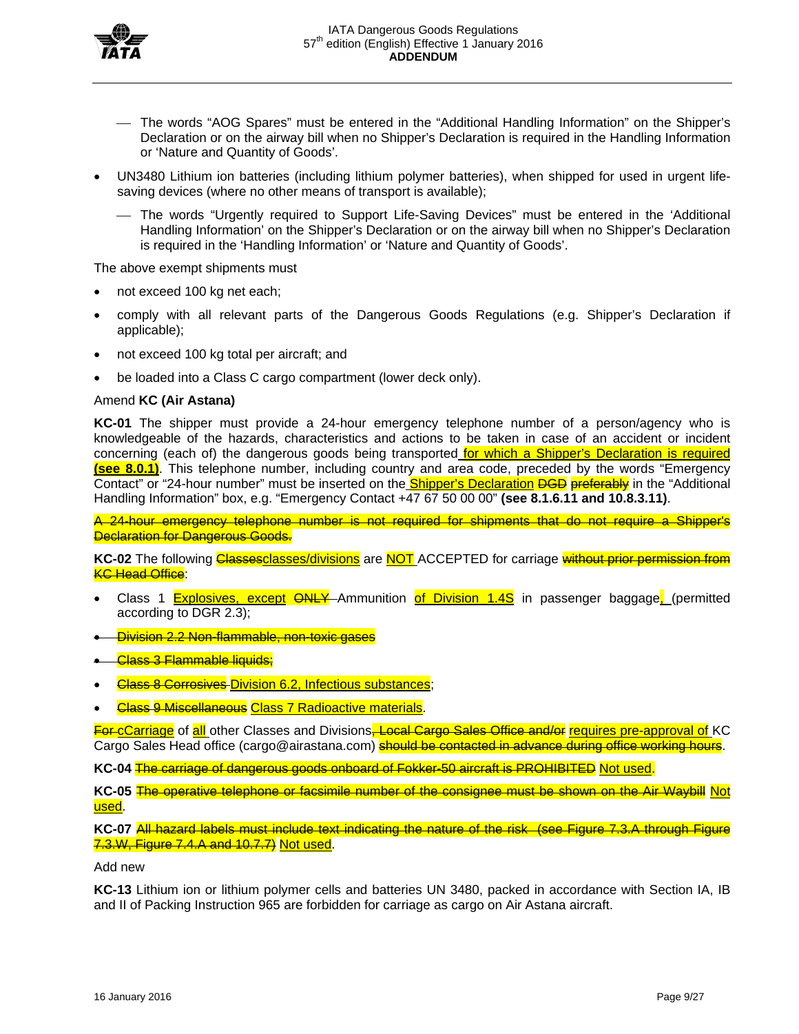- The words "AOG Spares" must be entered in the "Additional Handling Information" on the Shipper's Declaration or on the airway bill when no Shipper's Declaration is required in the Handling Information or 'Nature and Quantity of Goods'.

- UN3480 Lithium ion batteries (including lithium polymer batteries), when shipped for used in urgent life-saving devices (where no other means of transport is available);
  - The words "Urgently required to Support Life-Saving Devices" must be entered in the 'Additional Handling Information' on the Shipper's Declaration or on the airway bill when no Shipper's Declaration is required in the 'Handling Information' or 'Nature and Quantity of Goods'.

The above exempt shipments must

- not exceed 100 kg net each;
- comply with all relevant parts of the Dangerous Goods Regulations (e.g. Shipper's Declaration if applicable);
- not exceed 100 kg total per aircraft; and
- be loaded into a Class C cargo compartment (lower deck only).

Amend **KC (Air Astana)**

**KC-01** The shipper must provide a 24-hour emergency telephone number of a person/agency who is knowledgeable of the hazards, characteristics and actions to be taken in case of an accident or incident concerning (each of) the dangerous goods being transported for which a Shipper's Declaration is required **(see 8.0.1)**. This telephone number, including country and area code, preceded by the words "Emergency Contact" or "24-hour number" must be inserted on the Shipper's Declaration ~~DGD~~ ~~preferably~~ in the "Additional Handling Information" box, e.g. "Emergency Contact +47 67 50 00 00" **(see 8.1.6.11 and 10.8.3.11)**.

~~A 24-hour emergency telephone number is not required for shipments that do not require a Shipper's Declaration for Dangerous Goods.~~

**KC-02** The following ~~Classes~~classes/divisions are NOT ACCEPTED for carriage ~~without prior permission from KC Head Office~~:

- Class 1 Explosives, except ~~ONLY~~ Ammunition of Division 1.4S in passenger baggage, (permitted according to DGR 2.3);
- ~~Division 2.2 Non-flammable, non-toxic gases~~
- ~~Class 3 Flammable liquids;~~
- ~~Class 8 Corrosives~~ Division 6.2, Infectious substances;
- ~~Class 9 Miscellaneous~~ Class 7 Radioactive materials.

~~For c~~Carriage of all other Classes and Divisions~~, Local Cargo Sales Office and/or~~ requires pre-approval of KC Cargo Sales Head office (cargo@airastana.com) ~~should be contacted in advance during office working hours~~.

**KC-04** ~~The carriage of dangerous goods onboard of Fokker-50 aircraft is PROHIBITED~~ Not used.

**KC-05** ~~The operative telephone or facsimile number of the consignee must be shown on the Air Waybill~~ Not used.

**KC-07** ~~All hazard labels must include text indicating the nature of the risk (see Figure 7.3.A through Figure 7.3.W, Figure 7.4.A and 10.7.7)~~ Not used.

Add new

**KC-13** Lithium ion or lithium polymer cells and batteries UN 3480, packed in accordance with Section IA, IB and II of Packing Instruction 965 are forbidden for carriage as cargo on Air Astana aircraft.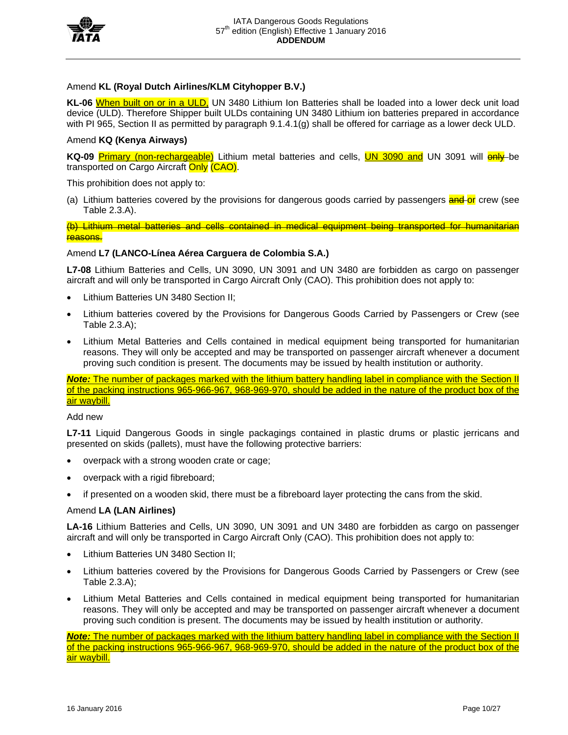Amend **KL (Royal Dutch Airlines/KLM Cityhopper B.V.)**

**KL-06** <u>When built on or in a ULD,</u> UN 3480 Lithium Ion Batteries shall be loaded into a lower deck unit load device (ULD). Therefore Shipper built ULDs containing UN 3480 Lithium ion batteries prepared in accordance with PI 965, Section II as permitted by paragraph 9.1.4.1(g) shall be offered for carriage as a lower deck ULD.

Amend **KQ (Kenya Airways)**

**KQ-09** <u>Primary (non-rechargeable)</u> Lithium metal batteries and cells, <u>UN 3090 and</u> UN 3091 will ~~only~~ be transported on Cargo Aircraft Only (CAO).

This prohibition does not apply to:

(a) Lithium batteries covered by the provisions for dangerous goods carried by passengers ~~and~~ or crew (see Table 2.3.A).

~~(b) Lithium metal batteries and cells contained in medical equipment being transported for humanitarian reasons.~~

Amend **L7 (LANCO-Línea Aérea Carguera de Colombia S.A.)**

**L7-08** Lithium Batteries and Cells, UN 3090, UN 3091 and UN 3480 are forbidden as cargo on passenger aircraft and will only be transported in Cargo Aircraft Only (CAO). This prohibition does not apply to:

- Lithium Batteries UN 3480 Section II;
- Lithium batteries covered by the Provisions for Dangerous Goods Carried by Passengers or Crew (see Table 2.3.A);
- Lithium Metal Batteries and Cells contained in medical equipment being transported for humanitarian reasons. They will only be accepted and may be transported on passenger aircraft whenever a document proving such condition is present. The documents may be issued by health institution or authority.

<u>***Note:*** The number of packages marked with the lithium battery handling label in compliance with the Section II of the packing instructions 965-966-967, 968-969-970, should be added in the nature of the product box of the air waybill.</u>

Add new

**L7-11** Liquid Dangerous Goods in single packagings contained in plastic drums or plastic jerricans and presented on skids (pallets), must have the following protective barriers:

- overpack with a strong wooden crate or cage;
- overpack with a rigid fibreboard;
- if presented on a wooden skid, there must be a fibreboard layer protecting the cans from the skid.

Amend **LA (LAN Airlines)**

**LA-16** Lithium Batteries and Cells, UN 3090, UN 3091 and UN 3480 are forbidden as cargo on passenger aircraft and will only be transported in Cargo Aircraft Only (CAO). This prohibition does not apply to:

- Lithium Batteries UN 3480 Section II;
- Lithium batteries covered by the Provisions for Dangerous Goods Carried by Passengers or Crew (see Table 2.3.A);
- Lithium Metal Batteries and Cells contained in medical equipment being transported for humanitarian reasons. They will only be accepted and may be transported on passenger aircraft whenever a document proving such condition is present. The documents may be issued by health institution or authority.

<u>***Note:*** The number of packages marked with the lithium battery handling label in compliance with the Section II of the packing instructions 965-966-967, 968-969-970, should be added in the nature of the product box of the air waybill.</u>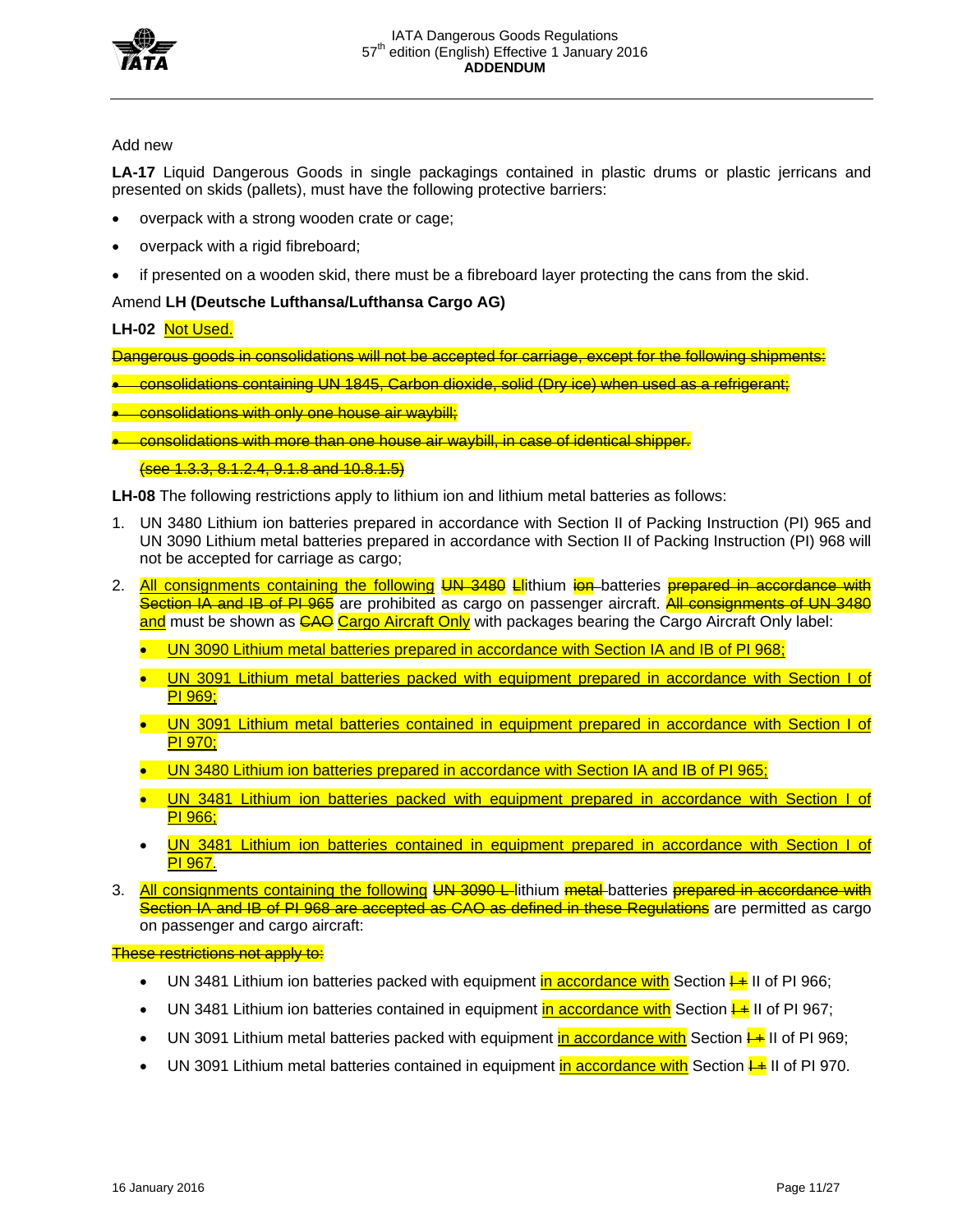Add new

**LA-17** Liquid Dangerous Goods in single packagings contained in plastic drums or plastic jerricans and presented on skids (pallets), must have the following protective barriers:

- overpack with a strong wooden crate or cage;
- overpack with a rigid fibreboard;
- if presented on a wooden skid, there must be a fibreboard layer protecting the cans from the skid.

Amend **LH (Deutsche Lufthansa/Lufthansa Cargo AG)**

**LH-02** <u>Not Used.</u>

~~Dangerous goods in consolidations will not be accepted for carriage, except for the following shipments:~~

- ~~consolidations containing UN 1845, Carbon dioxide, solid (Dry ice) when used as a refrigerant;~~
- ~~consolidations with only one house air waybill;~~
- ~~consolidations with more than one house air waybill, in case of identical shipper.~~

~~(see 1.3.3, 8.1.2.4, 9.1.8 and 10.8.1.5)~~

**LH-08** The following restrictions apply to lithium ion and lithium metal batteries as follows:

1. UN 3480 Lithium ion batteries prepared in accordance with Section II of Packing Instruction (PI) 965 and UN 3090 Lithium metal batteries prepared in accordance with Section II of Packing Instruction (PI) 968 will not be accepted for carriage as cargo;
2. <u>All consignments containing the following</u> ~~UN 3480~~ ~~L~~lithium ~~ion~~ batteries ~~prepared in accordance with Section IA and IB of PI 965~~ are prohibited as cargo on passenger aircraft. ~~All consignments of UN 3480~~ <u>and</u> must be shown as ~~CAO~~ <u>Cargo Aircraft Only</u> with packages bearing the Cargo Aircraft Only label:
   - <u>UN 3090 Lithium metal batteries prepared in accordance with Section IA and IB of PI 968;</u>
   - <u>UN 3091 Lithium metal batteries packed with equipment prepared in accordance with Section I of PI 969;</u>
   - <u>UN 3091 Lithium metal batteries contained in equipment prepared in accordance with Section I of PI 970;</u>
   - <u>UN 3480 Lithium ion batteries prepared in accordance with Section IA and IB of PI 965;</u>
   - <u>UN 3481 Lithium ion batteries packed with equipment prepared in accordance with Section I of PI 966;</u>
   - <u>UN 3481 Lithium ion batteries contained in equipment prepared in accordance with Section I of PI 967.</u>
3. <u>All consignments containing the following</u> ~~UN 3090 L~~ lithium ~~metal~~ batteries ~~prepared in accordance with Section IA and IB of PI 968 are accepted as CAO as defined in these Regulations~~ are permitted as cargo on passenger and cargo aircraft:

~~These restrictions not apply to:~~

- UN 3481 Lithium ion batteries packed with equipment <u>in accordance with</u> Section ~~I~~ II of PI 966;
- UN 3481 Lithium ion batteries contained in equipment <u>in accordance with</u> Section ~~I~~ II of PI 967;
- UN 3091 Lithium metal batteries packed with equipment <u>in accordance with</u> Section ~~I~~ II of PI 969;
- UN 3091 Lithium metal batteries contained in equipment <u>in accordance with</u> Section ~~I~~ II of PI 970.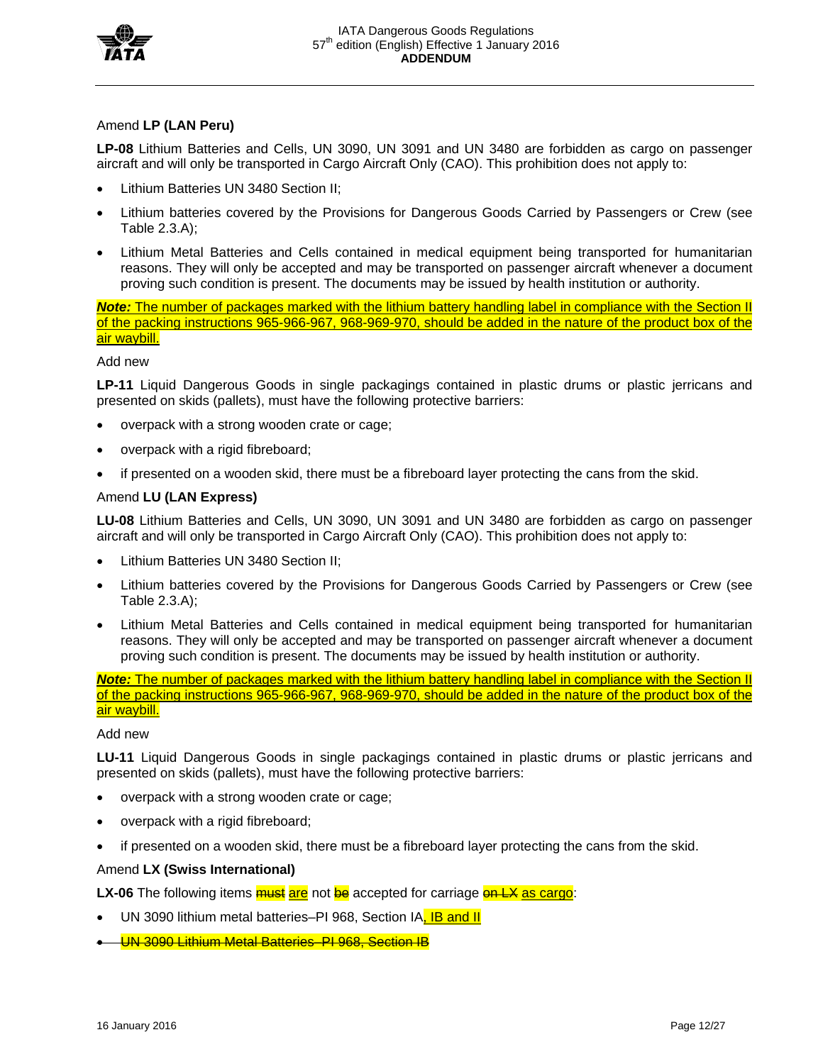Amend **LP (LAN Peru)**

**LP-08** Lithium Batteries and Cells, UN 3090, UN 3091 and UN 3480 are forbidden as cargo on passenger aircraft and will only be transported in Cargo Aircraft Only (CAO). This prohibition does not apply to:

- Lithium Batteries UN 3480 Section II;
- Lithium batteries covered by the Provisions for Dangerous Goods Carried by Passengers or Crew (see Table 2.3.A);
- Lithium Metal Batteries and Cells contained in medical equipment being transported for humanitarian reasons. They will only be accepted and may be transported on passenger aircraft whenever a document proving such condition is present. The documents may be issued by health institution or authority.

***Note:*** The number of packages marked with the lithium battery handling label in compliance with the Section II of the packing instructions 965-966-967, 968-969-970, should be added in the nature of the product box of the air waybill.

Add new

**LP-11** Liquid Dangerous Goods in single packagings contained in plastic drums or plastic jerricans and presented on skids (pallets), must have the following protective barriers:

- overpack with a strong wooden crate or cage;
- overpack with a rigid fibreboard;
- if presented on a wooden skid, there must be a fibreboard layer protecting the cans from the skid.

Amend **LU (LAN Express)**

**LU-08** Lithium Batteries and Cells, UN 3090, UN 3091 and UN 3480 are forbidden as cargo on passenger aircraft and will only be transported in Cargo Aircraft Only (CAO). This prohibition does not apply to:

- Lithium Batteries UN 3480 Section II;
- Lithium batteries covered by the Provisions for Dangerous Goods Carried by Passengers or Crew (see Table 2.3.A);
- Lithium Metal Batteries and Cells contained in medical equipment being transported for humanitarian reasons. They will only be accepted and may be transported on passenger aircraft whenever a document proving such condition is present. The documents may be issued by health institution or authority.

***Note:*** The number of packages marked with the lithium battery handling label in compliance with the Section II of the packing instructions 965-966-967, 968-969-970, should be added in the nature of the product box of the air waybill.

Add new

**LU-11** Liquid Dangerous Goods in single packagings contained in plastic drums or plastic jerricans and presented on skids (pallets), must have the following protective barriers:

- overpack with a strong wooden crate or cage;
- overpack with a rigid fibreboard;
- if presented on a wooden skid, there must be a fibreboard layer protecting the cans from the skid.

Amend **LX (Swiss International)**

**LX-06** The following items ~~must~~ are not ~~be~~ accepted for carriage ~~on LX~~ as cargo:

- UN 3090 lithium metal batteries–PI 968, Section IA, IB and II
- ~~UN 3090 Lithium Metal Batteries–PI 968, Section IB~~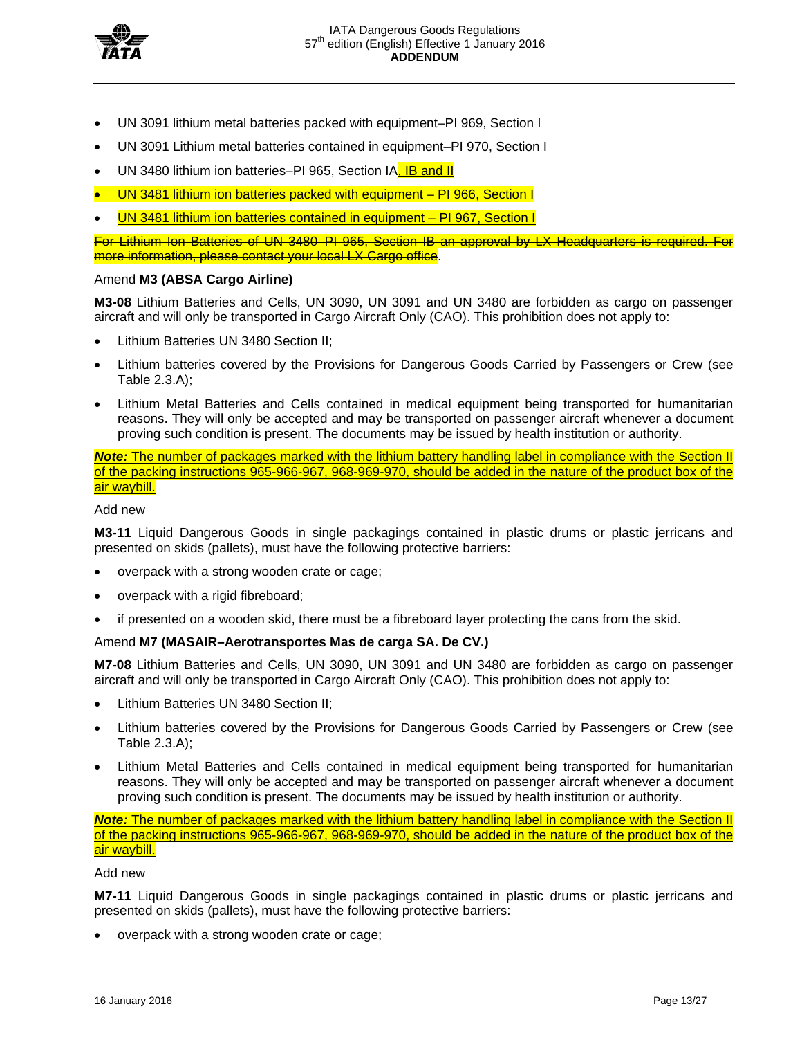- UN 3091 lithium metal batteries packed with equipment–PI 969, Section I
- UN 3091 Lithium metal batteries contained in equipment–PI 970, Section I
- UN 3480 lithium ion batteries–PI 965, Section IA, IB and II
- UN 3481 lithium ion batteries packed with equipment – PI 966, Section I
- UN 3481 lithium ion batteries contained in equipment – PI 967, Section I

~~For Lithium Ion Batteries of UN 3480 PI 965, Section IB an approval by LX Headquarters is required. For more information, please contact your local LX Cargo office~~.

Amend **M3 (ABSA Cargo Airline)**

**M3-08** Lithium Batteries and Cells, UN 3090, UN 3091 and UN 3480 are forbidden as cargo on passenger aircraft and will only be transported in Cargo Aircraft Only (CAO). This prohibition does not apply to:

- Lithium Batteries UN 3480 Section II;
- Lithium batteries covered by the Provisions for Dangerous Goods Carried by Passengers or Crew (see Table 2.3.A);
- Lithium Metal Batteries and Cells contained in medical equipment being transported for humanitarian reasons. They will only be accepted and may be transported on passenger aircraft whenever a document proving such condition is present. The documents may be issued by health institution or authority.

***Note:*** The number of packages marked with the lithium battery handling label in compliance with the Section II of the packing instructions 965-966-967, 968-969-970, should be added in the nature of the product box of the air waybill.

Add new

**M3-11** Liquid Dangerous Goods in single packagings contained in plastic drums or plastic jerricans and presented on skids (pallets), must have the following protective barriers:

- overpack with a strong wooden crate or cage;
- overpack with a rigid fibreboard;
- if presented on a wooden skid, there must be a fibreboard layer protecting the cans from the skid.

Amend **M7 (MASAIR–Aerotransportes Mas de carga SA. De CV.)**

**M7-08** Lithium Batteries and Cells, UN 3090, UN 3091 and UN 3480 are forbidden as cargo on passenger aircraft and will only be transported in Cargo Aircraft Only (CAO). This prohibition does not apply to:

- Lithium Batteries UN 3480 Section II;
- Lithium batteries covered by the Provisions for Dangerous Goods Carried by Passengers or Crew (see Table 2.3.A);
- Lithium Metal Batteries and Cells contained in medical equipment being transported for humanitarian reasons. They will only be accepted and may be transported on passenger aircraft whenever a document proving such condition is present. The documents may be issued by health institution or authority.

***Note:*** The number of packages marked with the lithium battery handling label in compliance with the Section II of the packing instructions 965-966-967, 968-969-970, should be added in the nature of the product box of the air waybill.

Add new

**M7-11** Liquid Dangerous Goods in single packagings contained in plastic drums or plastic jerricans and presented on skids (pallets), must have the following protective barriers:

- overpack with a strong wooden crate or cage;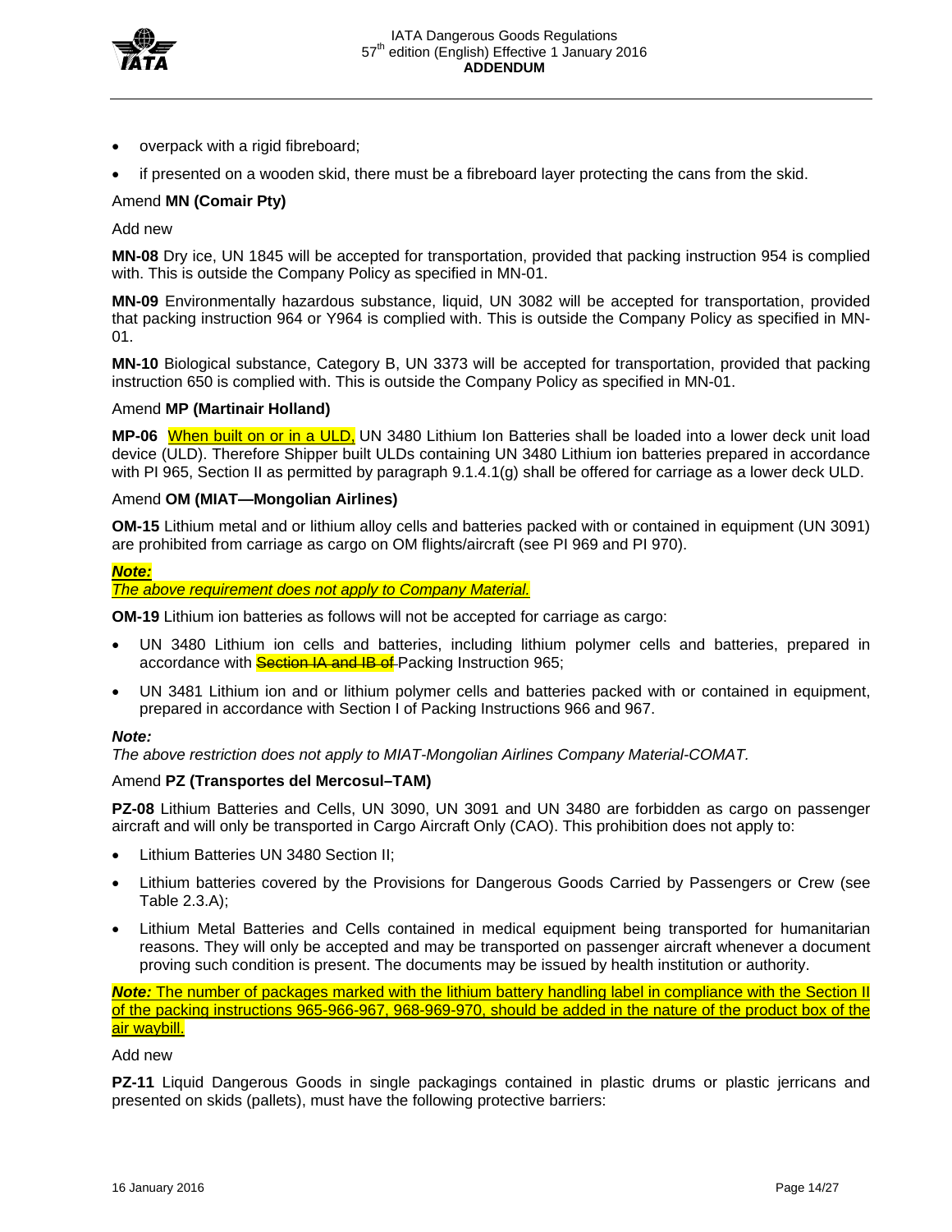- overpack with a rigid fibreboard;
- if presented on a wooden skid, there must be a fibreboard layer protecting the cans from the skid.

Amend **MN (Comair Pty)**

Add new

**MN-08** Dry ice, UN 1845 will be accepted for transportation, provided that packing instruction 954 is complied with. This is outside the Company Policy as specified in MN-01.

**MN-09** Environmentally hazardous substance, liquid, UN 3082 will be accepted for transportation, provided that packing instruction 964 or Y964 is complied with. This is outside the Company Policy as specified in MN-01.

**MN-10** Biological substance, Category B, UN 3373 will be accepted for transportation, provided that packing instruction 650 is complied with. This is outside the Company Policy as specified in MN-01.

Amend **MP (Martinair Holland)**

**MP-06** When built on or in a ULD, UN 3480 Lithium Ion Batteries shall be loaded into a lower deck unit load device (ULD). Therefore Shipper built ULDs containing UN 3480 Lithium ion batteries prepared in accordance with PI 965, Section II as permitted by paragraph 9.1.4.1(g) shall be offered for carriage as a lower deck ULD.

Amend **OM (MIAT—Mongolian Airlines)**

**OM-15** Lithium metal and or lithium alloy cells and batteries packed with or contained in equipment (UN 3091) are prohibited from carriage as cargo on OM flights/aircraft (see PI 969 and PI 970).

***Note:***
*The above requirement does not apply to Company Material.*

**OM-19** Lithium ion batteries as follows will not be accepted for carriage as cargo:

- UN 3480 Lithium ion cells and batteries, including lithium polymer cells and batteries, prepared in accordance with ~~Section IA and IB of~~ Packing Instruction 965;
- UN 3481 Lithium ion and or lithium polymer cells and batteries packed with or contained in equipment, prepared in accordance with Section I of Packing Instructions 966 and 967.

***Note:***
*The above restriction does not apply to MIAT-Mongolian Airlines Company Material-COMAT.*

Amend **PZ (Transportes del Mercosul–TAM)**

**PZ-08** Lithium Batteries and Cells, UN 3090, UN 3091 and UN 3480 are forbidden as cargo on passenger aircraft and will only be transported in Cargo Aircraft Only (CAO). This prohibition does not apply to:

- Lithium Batteries UN 3480 Section II;
- Lithium batteries covered by the Provisions for Dangerous Goods Carried by Passengers or Crew (see Table 2.3.A);
- Lithium Metal Batteries and Cells contained in medical equipment being transported for humanitarian reasons. They will only be accepted and may be transported on passenger aircraft whenever a document proving such condition is present. The documents may be issued by health institution or authority.

***Note:*** The number of packages marked with the lithium battery handling label in compliance with the Section II of the packing instructions 965-966-967, 968-969-970, should be added in the nature of the product box of the air waybill.

Add new

**PZ-11** Liquid Dangerous Goods in single packagings contained in plastic drums or plastic jerricans and presented on skids (pallets), must have the following protective barriers: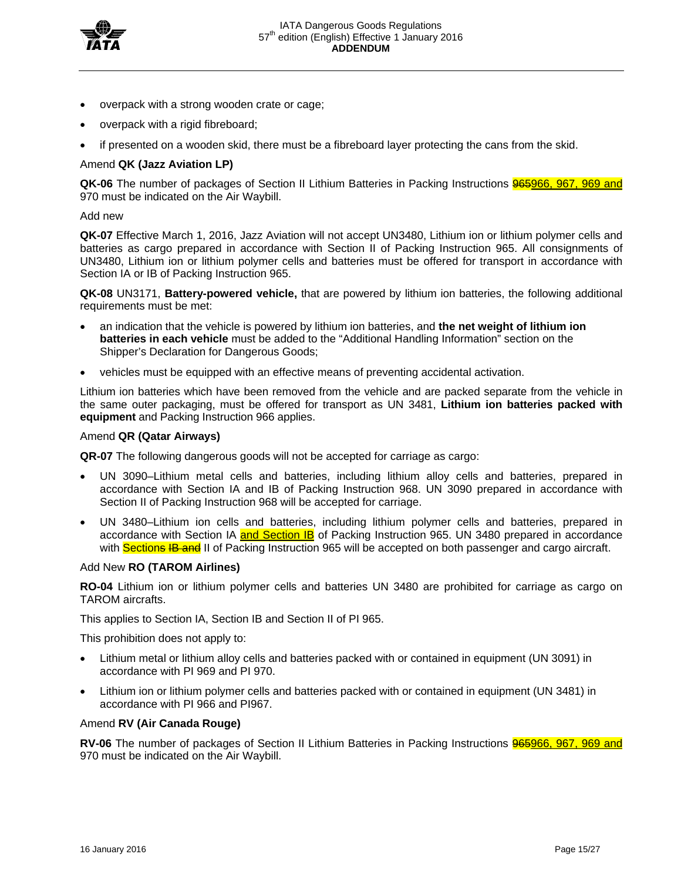- overpack with a strong wooden crate or cage;
- overpack with a rigid fibreboard;
- if presented on a wooden skid, there must be a fibreboard layer protecting the cans from the skid.

Amend **QK (Jazz Aviation LP)**

**QK-06** The number of packages of Section II Lithium Batteries in Packing Instructions ~~965~~966, 967, 969 and 970 must be indicated on the Air Waybill.

Add new

**QK-07** Effective March 1, 2016, Jazz Aviation will not accept UN3480, Lithium ion or lithium polymer cells and batteries as cargo prepared in accordance with Section II of Packing Instruction 965. All consignments of UN3480, Lithium ion or lithium polymer cells and batteries must be offered for transport in accordance with Section IA or IB of Packing Instruction 965.

**QK-08** UN3171, **Battery-powered vehicle,** that are powered by lithium ion batteries, the following additional requirements must be met:

- an indication that the vehicle is powered by lithium ion batteries, and **the net weight of lithium ion batteries in each vehicle** must be added to the "Additional Handling Information" section on the Shipper's Declaration for Dangerous Goods;
- vehicles must be equipped with an effective means of preventing accidental activation.

Lithium ion batteries which have been removed from the vehicle and are packed separate from the vehicle in the same outer packaging, must be offered for transport as UN 3481, **Lithium ion batteries packed with equipment** and Packing Instruction 966 applies.

Amend **QR (Qatar Airways)**

**QR-07** The following dangerous goods will not be accepted for carriage as cargo:

- UN 3090–Lithium metal cells and batteries, including lithium alloy cells and batteries, prepared in accordance with Section IA and IB of Packing Instruction 968. UN 3090 prepared in accordance with Section II of Packing Instruction 968 will be accepted for carriage.
- UN 3480–Lithium ion cells and batteries, including lithium polymer cells and batteries, prepared in accordance with Section IA and Section IB of Packing Instruction 965. UN 3480 prepared in accordance with Section~~s IB and~~ II of Packing Instruction 965 will be accepted on both passenger and cargo aircraft.

Add New **RO (TAROM Airlines)**

**RO-04** Lithium ion or lithium polymer cells and batteries UN 3480 are prohibited for carriage as cargo on TAROM aircrafts.

This applies to Section IA, Section IB and Section II of PI 965.

This prohibition does not apply to:

- Lithium metal or lithium alloy cells and batteries packed with or contained in equipment (UN 3091) in accordance with PI 969 and PI 970.
- Lithium ion or lithium polymer cells and batteries packed with or contained in equipment (UN 3481) in accordance with PI 966 and PI967.

Amend **RV (Air Canada Rouge)**

**RV-06** The number of packages of Section II Lithium Batteries in Packing Instructions ~~965~~966, 967, 969 and 970 must be indicated on the Air Waybill.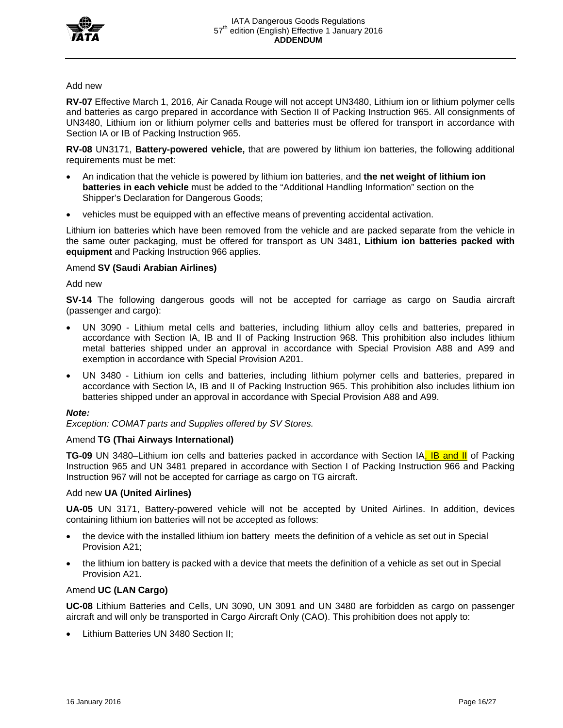Add new

**RV-07** Effective March 1, 2016, Air Canada Rouge will not accept UN3480, Lithium ion or lithium polymer cells and batteries as cargo prepared in accordance with Section II of Packing Instruction 965. All consignments of UN3480, Lithium ion or lithium polymer cells and batteries must be offered for transport in accordance with Section IA or IB of Packing Instruction 965.

**RV-08** UN3171, **Battery-powered vehicle,** that are powered by lithium ion batteries, the following additional requirements must be met:

- An indication that the vehicle is powered by lithium ion batteries, and **the net weight of lithium ion batteries in each vehicle** must be added to the "Additional Handling Information" section on the Shipper's Declaration for Dangerous Goods;
- vehicles must be equipped with an effective means of preventing accidental activation.

Lithium ion batteries which have been removed from the vehicle and are packed separate from the vehicle in the same outer packaging, must be offered for transport as UN 3481, **Lithium ion batteries packed with equipment** and Packing Instruction 966 applies.

Amend **SV (Saudi Arabian Airlines)**

Add new

**SV-14** The following dangerous goods will not be accepted for carriage as cargo on Saudia aircraft (passenger and cargo):

- UN 3090 - Lithium metal cells and batteries, including lithium alloy cells and batteries, prepared in accordance with Section IA, IB and II of Packing Instruction 968. This prohibition also includes lithium metal batteries shipped under an approval in accordance with Special Provision A88 and A99 and exemption in accordance with Special Provision A201.
- UN 3480 - Lithium ion cells and batteries, including lithium polymer cells and batteries, prepared in accordance with Section lA, IB and II of Packing Instruction 965. This prohibition also includes lithium ion batteries shipped under an approval in accordance with Special Provision A88 and A99.

***Note:***
*Exception: COMAT parts and Supplies offered by SV Stores.*

Amend **TG (Thai Airways International)**

**TG-09** UN 3480–Lithium ion cells and batteries packed in accordance with Section IA, IB and II of Packing Instruction 965 and UN 3481 prepared in accordance with Section I of Packing Instruction 966 and Packing Instruction 967 will not be accepted for carriage as cargo on TG aircraft.

Add new **UA (United Airlines)**

**UA-05** UN 3171, Battery-powered vehicle will not be accepted by United Airlines. In addition, devices containing lithium ion batteries will not be accepted as follows:

- the device with the installed lithium ion battery meets the definition of a vehicle as set out in Special Provision A21;
- the lithium ion battery is packed with a device that meets the definition of a vehicle as set out in Special Provision A21.

Amend **UC (LAN Cargo)**

**UC-08** Lithium Batteries and Cells, UN 3090, UN 3091 and UN 3480 are forbidden as cargo on passenger aircraft and will only be transported in Cargo Aircraft Only (CAO). This prohibition does not apply to:

- Lithium Batteries UN 3480 Section II;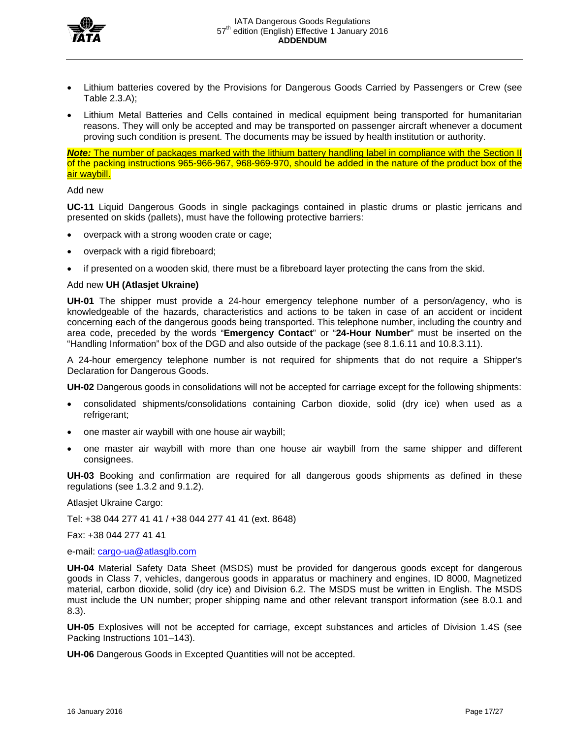- Lithium batteries covered by the Provisions for Dangerous Goods Carried by Passengers or Crew (see Table 2.3.A);
- Lithium Metal Batteries and Cells contained in medical equipment being transported for humanitarian reasons. They will only be accepted and may be transported on passenger aircraft whenever a document proving such condition is present. The documents may be issued by health institution or authority.

***Note:*** The number of packages marked with the lithium battery handling label in compliance with the Section II of the packing instructions 965-966-967, 968-969-970, should be added in the nature of the product box of the air waybill.

Add new

**UC-11** Liquid Dangerous Goods in single packagings contained in plastic drums or plastic jerricans and presented on skids (pallets), must have the following protective barriers:

- overpack with a strong wooden crate or cage;
- overpack with a rigid fibreboard;
- if presented on a wooden skid, there must be a fibreboard layer protecting the cans from the skid.

Add new **UH (Atlasjet Ukraine)**

**UH-01** The shipper must provide a 24-hour emergency telephone number of a person/agency, who is knowledgeable of the hazards, characteristics and actions to be taken in case of an accident or incident concerning each of the dangerous goods being transported. This telephone number, including the country and area code, preceded by the words "**Emergency Contact**" or "**24-Hour Number**" must be inserted on the "Handling Information" box of the DGD and also outside of the package (see 8.1.6.11 and 10.8.3.11).

A 24-hour emergency telephone number is not required for shipments that do not require a Shipper's Declaration for Dangerous Goods.

**UH-02** Dangerous goods in consolidations will not be accepted for carriage except for the following shipments:

- consolidated shipments/consolidations containing Carbon dioxide, solid (dry ice) when used as a refrigerant;
- one master air waybill with one house air waybill;
- one master air waybill with more than one house air waybill from the same shipper and different consignees.

**UH-03** Booking and confirmation are required for all dangerous goods shipments as defined in these regulations (see 1.3.2 and 9.1.2).

Atlasjet Ukraine Cargo:

Tel: +38 044 277 41 41 / +38 044 277 41 41 (ext. 8648)

Fax: +38 044 277 41 41

e-mail: cargo-ua@atlasglb.com

**UH-04** Material Safety Data Sheet (MSDS) must be provided for dangerous goods except for dangerous goods in Class 7, vehicles, dangerous goods in apparatus or machinery and engines, ID 8000, Magnetized material, carbon dioxide, solid (dry ice) and Division 6.2. The MSDS must be written in English. The MSDS must include the UN number; proper shipping name and other relevant transport information (see 8.0.1 and 8.3).

**UH-05** Explosives will not be accepted for carriage, except substances and articles of Division 1.4S (see Packing Instructions 101–143).

**UH-06** Dangerous Goods in Excepted Quantities will not be accepted.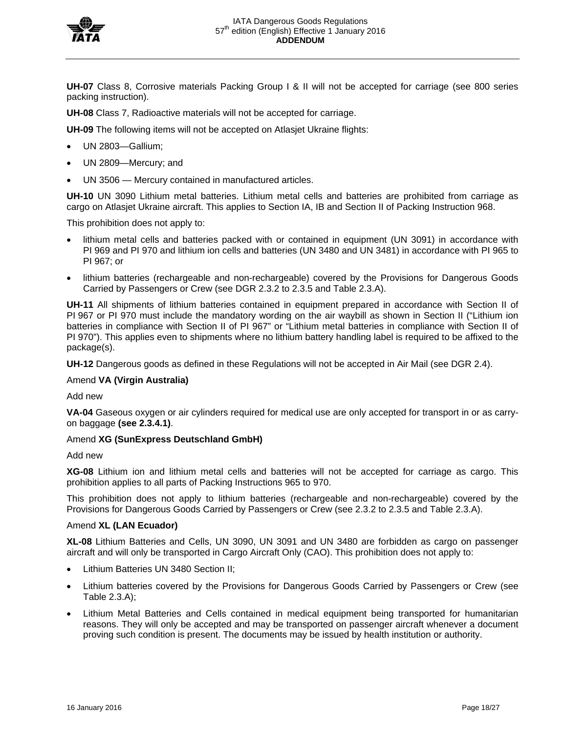**UH-07** Class 8, Corrosive materials Packing Group I & II will not be accepted for carriage (see 800 series packing instruction).

**UH-08** Class 7, Radioactive materials will not be accepted for carriage.

**UH-09** The following items will not be accepted on Atlasjet Ukraine flights:

- UN 2803—Gallium;
- UN 2809—Mercury; and
- UN 3506 — Mercury contained in manufactured articles.

**UH-10** UN 3090 Lithium metal batteries. Lithium metal cells and batteries are prohibited from carriage as cargo on Atlasjet Ukraine aircraft. This applies to Section IA, IB and Section II of Packing Instruction 968.

This prohibition does not apply to:

- lithium metal cells and batteries packed with or contained in equipment (UN 3091) in accordance with PI 969 and PI 970 and lithium ion cells and batteries (UN 3480 and UN 3481) in accordance with PI 965 to PI 967; or
- lithium batteries (rechargeable and non-rechargeable) covered by the Provisions for Dangerous Goods Carried by Passengers or Crew (see DGR 2.3.2 to 2.3.5 and Table 2.3.A).

**UH-11** All shipments of lithium batteries contained in equipment prepared in accordance with Section II of PI 967 or PI 970 must include the mandatory wording on the air waybill as shown in Section II ("Lithium ion batteries in compliance with Section II of PI 967" or "Lithium metal batteries in compliance with Section II of PI 970"). This applies even to shipments where no lithium battery handling label is required to be affixed to the package(s).

**UH-12** Dangerous goods as defined in these Regulations will not be accepted in Air Mail (see DGR 2.4).

Amend **VA (Virgin Australia)**

Add new

**VA-04** Gaseous oxygen or air cylinders required for medical use are only accepted for transport in or as carry-on baggage **(see 2.3.4.1)**.

Amend **XG (SunExpress Deutschland GmbH)**

Add new

**XG-08** Lithium ion and lithium metal cells and batteries will not be accepted for carriage as cargo. This prohibition applies to all parts of Packing Instructions 965 to 970.

This prohibition does not apply to lithium batteries (rechargeable and non-rechargeable) covered by the Provisions for Dangerous Goods Carried by Passengers or Crew (see 2.3.2 to 2.3.5 and Table 2.3.A).

Amend **XL (LAN Ecuador)**

**XL-08** Lithium Batteries and Cells, UN 3090, UN 3091 and UN 3480 are forbidden as cargo on passenger aircraft and will only be transported in Cargo Aircraft Only (CAO). This prohibition does not apply to:

- Lithium Batteries UN 3480 Section II;
- Lithium batteries covered by the Provisions for Dangerous Goods Carried by Passengers or Crew (see Table 2.3.A);
- Lithium Metal Batteries and Cells contained in medical equipment being transported for humanitarian reasons. They will only be accepted and may be transported on passenger aircraft whenever a document proving such condition is present. The documents may be issued by health institution or authority.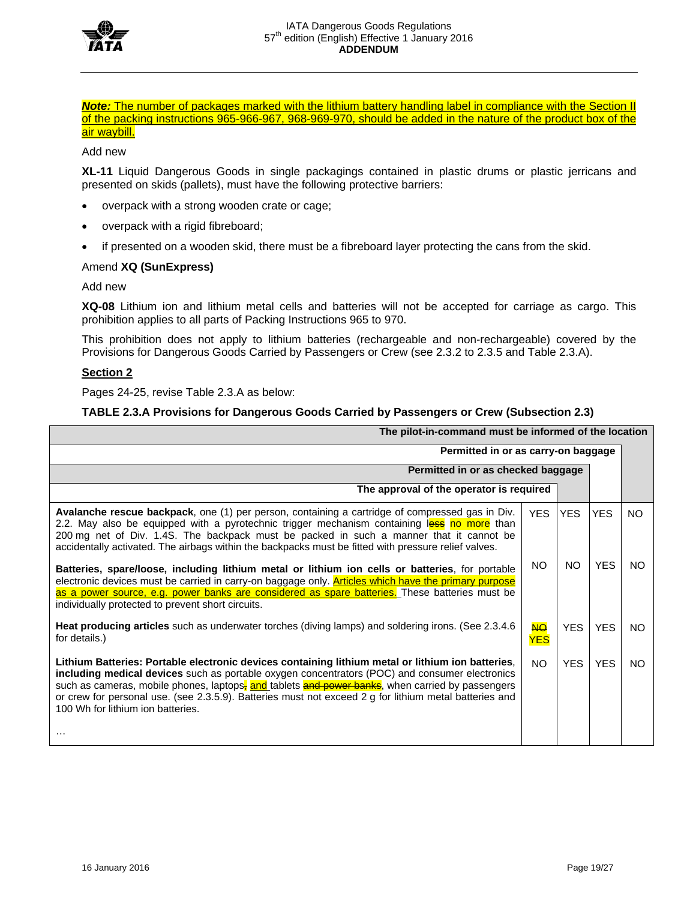***Note:*** The number of packages marked with the lithium battery handling label in compliance with the Section II of the packing instructions 965-966-967, 968-969-970, should be added in the nature of the product box of the air waybill.

Add new

**XL-11** Liquid Dangerous Goods in single packagings contained in plastic drums or plastic jerricans and presented on skids (pallets), must have the following protective barriers:

- overpack with a strong wooden crate or cage;
- overpack with a rigid fibreboard;
- if presented on a wooden skid, there must be a fibreboard layer protecting the cans from the skid.

Amend **XQ (SunExpress)**

Add new

**XQ-08** Lithium ion and lithium metal cells and batteries will not be accepted for carriage as cargo. This prohibition applies to all parts of Packing Instructions 965 to 970.

This prohibition does not apply to lithium batteries (rechargeable and non-rechargeable) covered by the Provisions for Dangerous Goods Carried by Passengers or Crew (see 2.3.2 to 2.3.5 and Table 2.3.A).

## Section 2

Pages 24-25, revise Table 2.3.A as below:

**TABLE 2.3.A Provisions for Dangerous Goods Carried by Passengers or Crew (Subsection 2.3)**

| | The approval of the operator is required | Permitted in or as checked baggage | Permitted in or as carry-on baggage | The pilot-in-command must be informed of the location |
|---|---|---|---|---|
| **Avalanche rescue backpack**, one (1) per person, containing a cartridge of compressed gas in Div. 2.2. May also be equipped with a pyrotechnic trigger mechanism containing ~~less~~ no more than 200 mg net of Div. 1.4S. The backpack must be packed in such a manner that it cannot be accidentally activated. The airbags within the backpacks must be fitted with pressure relief valves. | YES | YES | YES | NO |
| **Batteries, spare/loose, including lithium metal or lithium ion cells or batteries**, for portable electronic devices must be carried in carry-on baggage only. Articles which have the primary purpose as a power source, e.g. power banks are considered as spare batteries. These batteries must be individually protected to prevent short circuits. | NO | NO | YES | NO |
| **Heat producing articles** such as underwater torches (diving lamps) and soldering irons. (See 2.3.4.6 for details.) | ~~NO~~ YES | YES | YES | NO |
| **Lithium Batteries: Portable electronic devices containing lithium metal or lithium ion batteries, including medical devices** such as portable oxygen concentrators (POC) and consumer electronics such as cameras, mobile phones, laptops~~,~~ and tablets ~~and power banks~~, when carried by passengers or crew for personal use. (see 2.3.5.9). Batteries must not exceed 2 g for lithium metal batteries and 100 Wh for lithium ion batteries. | NO | YES | YES | NO |
| … | | | | |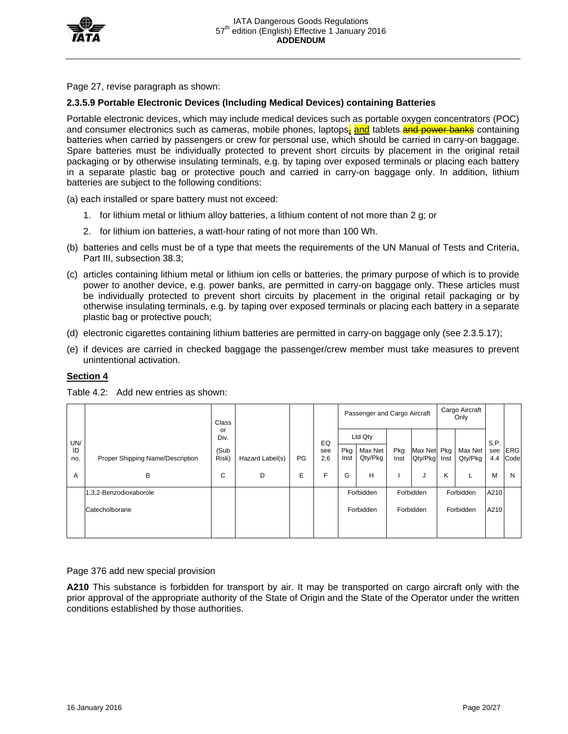Page 27, revise paragraph as shown:

**2.3.5.9 Portable Electronic Devices (Including Medical Devices) containing Batteries**

Portable electronic devices, which may include medical devices such as portable oxygen concentrators (POC) and consumer electronics such as cameras, mobile phones, laptops~~,~~ and tablets ~~and power banks~~ containing batteries when carried by passengers or crew for personal use, which should be carried in carry-on baggage. Spare batteries must be individually protected to prevent short circuits by placement in the original retail packaging or by otherwise insulating terminals, e.g. by taping over exposed terminals or placing each battery in a separate plastic bag or protective pouch and carried in carry-on baggage only. In addition, lithium batteries are subject to the following conditions:

(a) each installed or spare battery must not exceed:

1. for lithium metal or lithium alloy batteries, a lithium content of not more than 2 g; or
2. for lithium ion batteries, a watt-hour rating of not more than 100 Wh.

(b) batteries and cells must be of a type that meets the requirements of the UN Manual of Tests and Criteria, Part III, subsection 38.3;

(c) articles containing lithium metal or lithium ion cells or batteries, the primary purpose of which is to provide power to another device, e.g. power banks, are permitted in carry-on baggage only. These articles must be individually protected to prevent short circuits by placement in the original retail packaging or by otherwise insulating terminals, e.g. by taping over exposed terminals or placing each battery in a separate plastic bag or protective pouch;

(d) electronic cigarettes containing lithium batteries are permitted in carry-on baggage only (see 2.3.5.17);

(e) if devices are carried in checked baggage the passenger/crew member must take measures to prevent unintentional activation.

**<u>Section 4</u>**

Table 4.2: Add new entries as shown:

| UN/ ID no. | Proper Shipping Name/Description | Class or Div. (Sub Risk) | Hazard Label(s) | PG | EQ see 2.6 | Passenger and Cargo Aircraft | | | | Cargo Aircraft Only | | S.P. see 4.4 | ERG Code |
|---|---|---|---|---|---|---|---|---|---|---|---|---|---|
| | | | | | | Ltd Qty | | | | | | | |
| | | | | | | Pkg Inst | Max Net Qty/Pkg | Pkg Inst | Max Net Qty/Pkg | Pkg Inst | Max Net Qty/Pkg | | |
| A | B | C | D | E | F | G | H | I | J | K | L | M | N |
| | 1,3,2-Benzodioxaborole | | | | | Forbidden | | Forbidden | | Forbidden | | A210 | |
| | Catecholborane | | | | | Forbidden | | Forbidden | | Forbidden | | A210 | |

Page 376 add new special provision

**A210** This substance is forbidden for transport by air. It may be transported on cargo aircraft only with the prior approval of the appropriate authority of the State of Origin and the State of the Operator under the written conditions established by those authorities.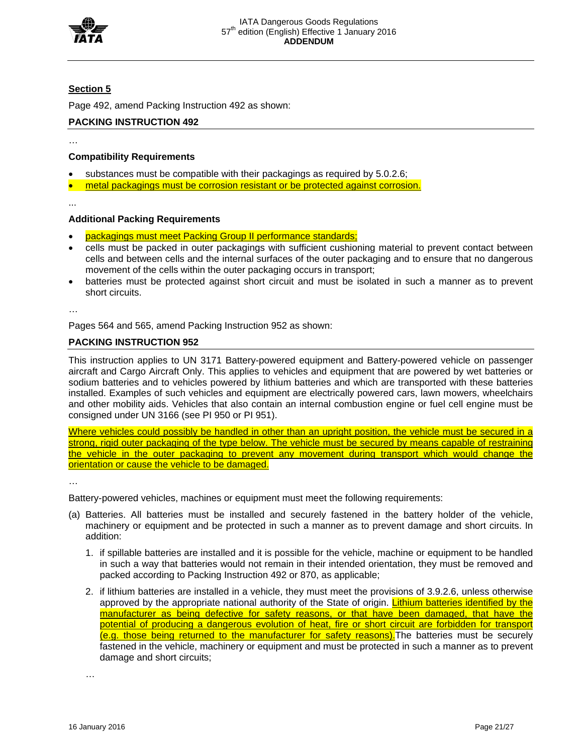**Section 5**

Page 492, amend Packing Instruction 492 as shown:

**PACKING INSTRUCTION 492**

…

**Compatibility Requirements**

- substances must be compatible with their packagings as required by 5.0.2.6;
- metal packagings must be corrosion resistant or be protected against corrosion.

...

**Additional Packing Requirements**

- packagings must meet Packing Group II performance standards;
- cells must be packed in outer packagings with sufficient cushioning material to prevent contact between cells and between cells and the internal surfaces of the outer packaging and to ensure that no dangerous movement of the cells within the outer packaging occurs in transport;
- batteries must be protected against short circuit and must be isolated in such a manner as to prevent short circuits.

…

Pages 564 and 565, amend Packing Instruction 952 as shown:

**PACKING INSTRUCTION 952**

This instruction applies to UN 3171 Battery-powered equipment and Battery-powered vehicle on passenger aircraft and Cargo Aircraft Only. This applies to vehicles and equipment that are powered by wet batteries or sodium batteries and to vehicles powered by lithium batteries and which are transported with these batteries installed. Examples of such vehicles and equipment are electrically powered cars, lawn mowers, wheelchairs and other mobility aids. Vehicles that also contain an internal combustion engine or fuel cell engine must be consigned under UN 3166 (see PI 950 or PI 951).

Where vehicles could possibly be handled in other than an upright position, the vehicle must be secured in a strong, rigid outer packaging of the type below. The vehicle must be secured by means capable of restraining the vehicle in the outer packaging to prevent any movement during transport which would change the orientation or cause the vehicle to be damaged.

…

Battery-powered vehicles, machines or equipment must meet the following requirements:

(a) Batteries. All batteries must be installed and securely fastened in the battery holder of the vehicle, machinery or equipment and be protected in such a manner as to prevent damage and short circuits. In addition:

1. if spillable batteries are installed and it is possible for the vehicle, machine or equipment to be handled in such a way that batteries would not remain in their intended orientation, they must be removed and packed according to Packing Instruction 492 or 870, as applicable;

2. if lithium batteries are installed in a vehicle, they must meet the provisions of 3.9.2.6, unless otherwise approved by the appropriate national authority of the State of origin. Lithium batteries identified by the manufacturer as being defective for safety reasons, or that have been damaged, that have the potential of producing a dangerous evolution of heat, fire or short circuit are forbidden for transport (e.g. those being returned to the manufacturer for safety reasons). The batteries must be securely fastened in the vehicle, machinery or equipment and must be protected in such a manner as to prevent damage and short circuits;

…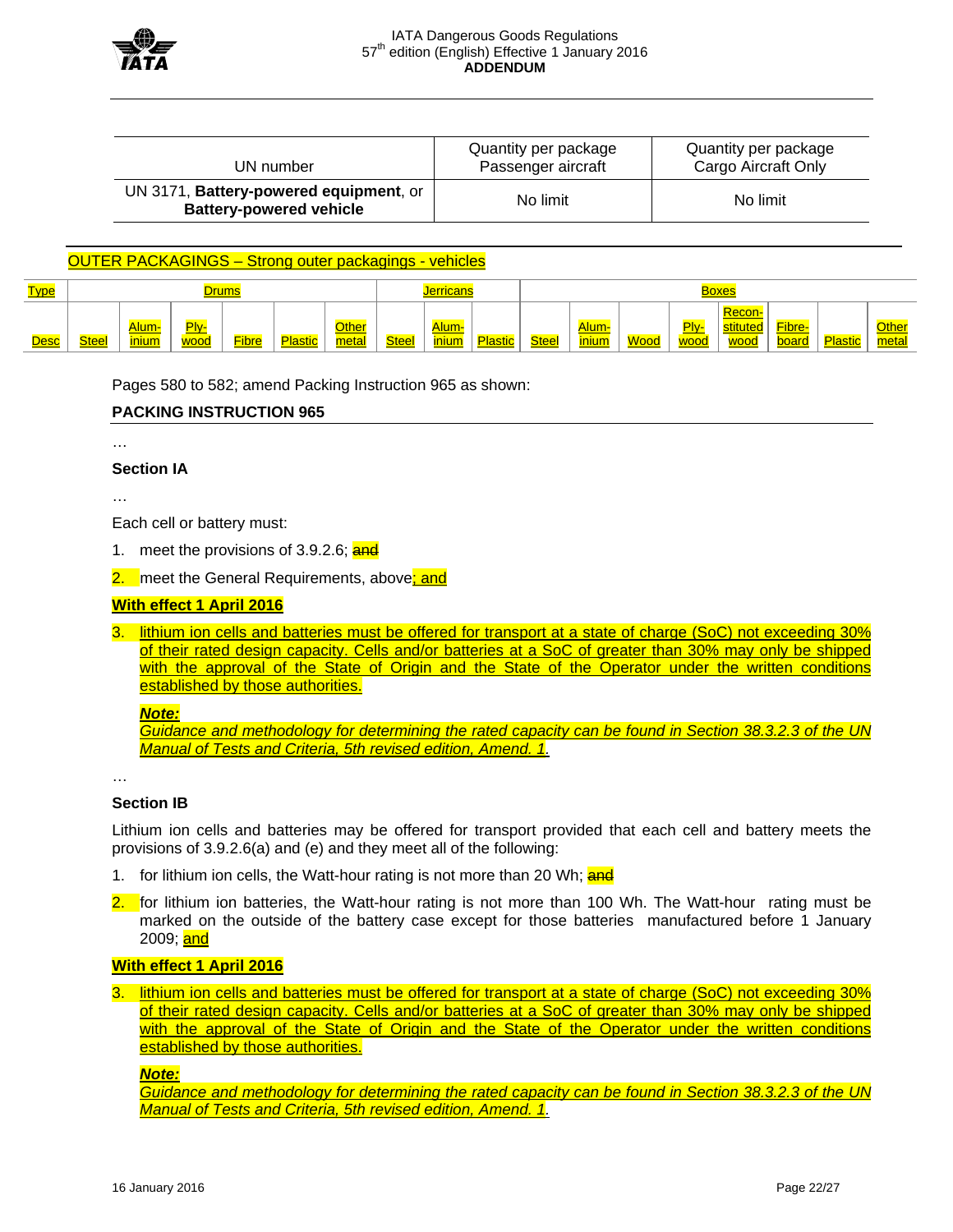| UN number | Quantity per package Passenger aircraft | Quantity per package Cargo Aircraft Only |
|---|---|---|
| UN 3171, **Battery-powered equipment**, or **Battery-powered vehicle** | No limit | No limit |

OUTER PACKAGINGS – Strong outer packagings - vehicles

| Type | Drums | | | | | | Jerricans | | | Boxes | | | | | | | |
|---|---|---|---|---|---|---|---|---|---|---|---|---|---|---|---|---|---|
| Desc | Steel | Alum-inium | Ply-wood | Fibre | Plastic | Other metal | Steel | Alum-inium | Plastic | Steel | Alum-inium | Wood | Ply-wood | Recon-stituted wood | Fibre-board | Plastic | Other metal |

Pages 580 to 582; amend Packing Instruction 965 as shown:

**PACKING INSTRUCTION 965**

…

**Section IA**

…

Each cell or battery must:

1. meet the provisions of 3.9.2.6; ~~and~~
2. meet the General Requirements, above; and

**With effect 1 April 2016**

3. lithium ion cells and batteries must be offered for transport at a state of charge (SoC) not exceeding 30% of their rated design capacity. Cells and/or batteries at a SoC of greater than 30% may only be shipped with the approval of the State of Origin and the State of the Operator under the written conditions established by those authorities.

   ***Note:***
   *Guidance and methodology for determining the rated capacity can be found in Section 38.3.2.3 of the UN Manual of Tests and Criteria, 5th revised edition, Amend. 1.*

…

**Section IB**

Lithium ion cells and batteries may be offered for transport provided that each cell and battery meets the provisions of 3.9.2.6(a) and (e) and they meet all of the following:

1. for lithium ion cells, the Watt-hour rating is not more than 20 Wh; ~~and~~
2. for lithium ion batteries, the Watt-hour rating is not more than 100 Wh. The Watt-hour rating must be marked on the outside of the battery case except for those batteries manufactured before 1 January 2009; and

**With effect 1 April 2016**

3. lithium ion cells and batteries must be offered for transport at a state of charge (SoC) not exceeding 30% of their rated design capacity. Cells and/or batteries at a SoC of greater than 30% may only be shipped with the approval of the State of Origin and the State of the Operator under the written conditions established by those authorities.

   ***Note:***
   *Guidance and methodology for determining the rated capacity can be found in Section 38.3.2.3 of the UN Manual of Tests and Criteria, 5th revised edition, Amend. 1.*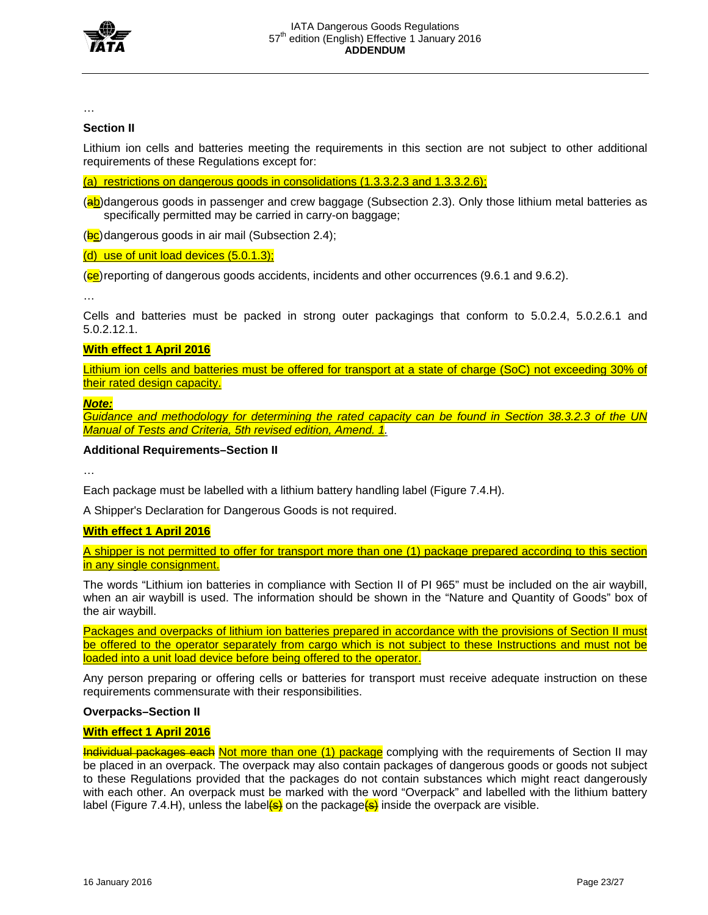…

**Section II**

Lithium ion cells and batteries meeting the requirements in this section are not subject to other additional requirements of these Regulations except for:

(a) restrictions on dangerous goods in consolidations (1.3.3.2.3 and 1.3.3.2.6);

(~~a~~b) dangerous goods in passenger and crew baggage (Subsection 2.3). Only those lithium metal batteries as specifically permitted may be carried in carry-on baggage;

(~~b~~c) dangerous goods in air mail (Subsection 2.4);

(d) use of unit load devices (5.0.1.3);

(~~c~~e) reporting of dangerous goods accidents, incidents and other occurrences (9.6.1 and 9.6.2).

…

Cells and batteries must be packed in strong outer packagings that conform to 5.0.2.4, 5.0.2.6.1 and 5.0.2.12.1.

**With effect 1 April 2016**

Lithium ion cells and batteries must be offered for transport at a state of charge (SoC) not exceeding 30% of their rated design capacity.

***Note:***
*Guidance and methodology for determining the rated capacity can be found in Section 38.3.2.3 of the UN Manual of Tests and Criteria, 5th revised edition, Amend. 1.*

**Additional Requirements–Section II**

…

Each package must be labelled with a lithium battery handling label (Figure 7.4.H).

A Shipper's Declaration for Dangerous Goods is not required.

**With effect 1 April 2016**

A shipper is not permitted to offer for transport more than one (1) package prepared according to this section in any single consignment.

The words "Lithium ion batteries in compliance with Section II of PI 965" must be included on the air waybill, when an air waybill is used. The information should be shown in the "Nature and Quantity of Goods" box of the air waybill.

Packages and overpacks of lithium ion batteries prepared in accordance with the provisions of Section II must be offered to the operator separately from cargo which is not subject to these Instructions and must not be loaded into a unit load device before being offered to the operator.

Any person preparing or offering cells or batteries for transport must receive adequate instruction on these requirements commensurate with their responsibilities.

**Overpacks–Section II**

**With effect 1 April 2016**

~~Individual packages each~~ Not more than one (1) package complying with the requirements of Section II may be placed in an overpack. The overpack may also contain packages of dangerous goods or goods not subject to these Regulations provided that the packages do not contain substances which might react dangerously with each other. An overpack must be marked with the word "Overpack" and labelled with the lithium battery label (Figure 7.4.H), unless the label~~(s)~~ on the package~~(s)~~ inside the overpack are visible.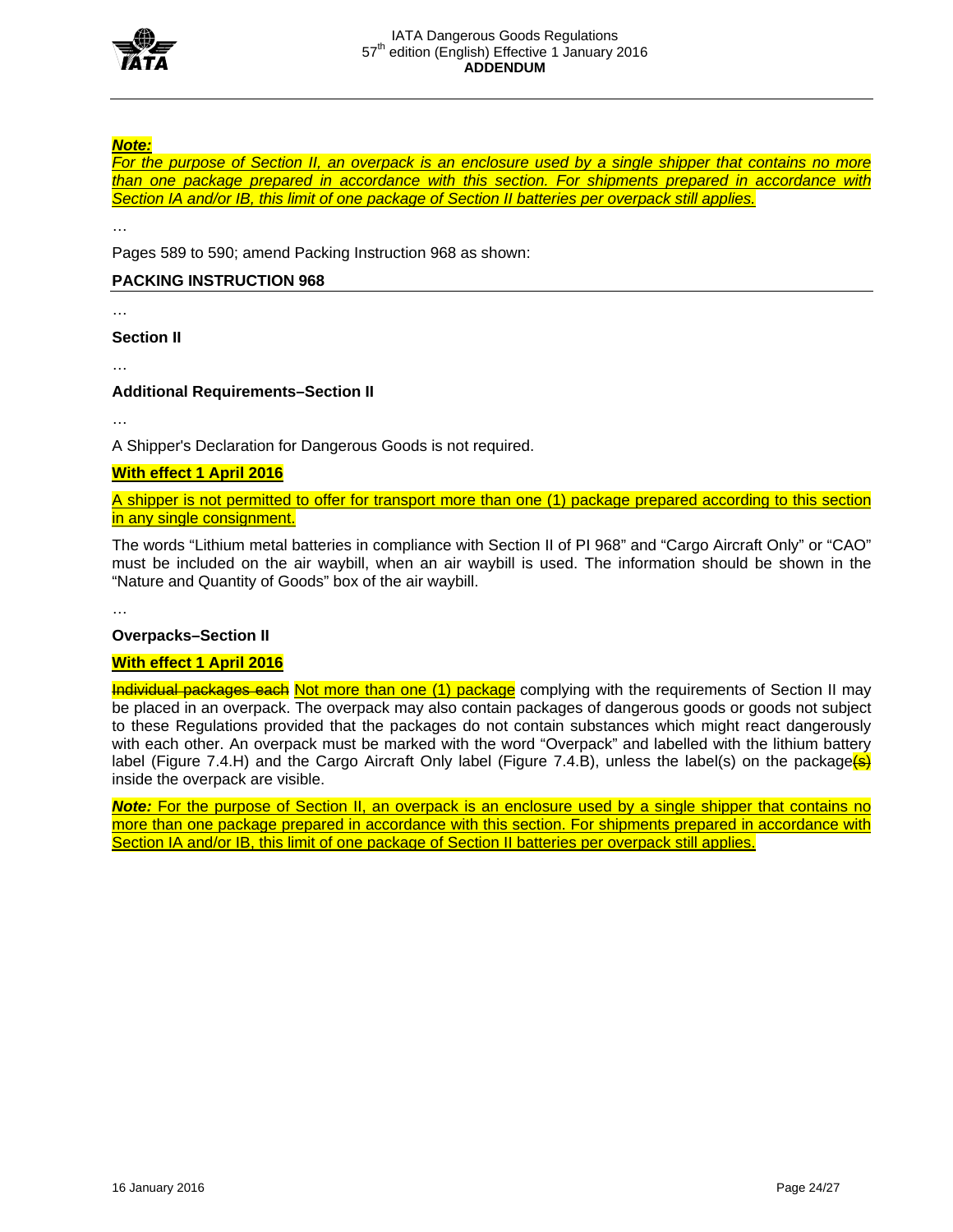***Note:***

*For the purpose of Section II, an overpack is an enclosure used by a single shipper that contains no more than one package prepared in accordance with this section. For shipments prepared in accordance with Section IA and/or IB, this limit of one package of Section II batteries per overpack still applies.*

…

Pages 589 to 590; amend Packing Instruction 968 as shown:

**PACKING INSTRUCTION 968**

…

**Section II**

…

**Additional Requirements–Section II**

…

A Shipper's Declaration for Dangerous Goods is not required.

**With effect 1 April 2016**

A shipper is not permitted to offer for transport more than one (1) package prepared according to this section in any single consignment.

The words "Lithium metal batteries in compliance with Section II of PI 968" and "Cargo Aircraft Only" or "CAO" must be included on the air waybill, when an air waybill is used. The information should be shown in the "Nature and Quantity of Goods" box of the air waybill.

…

**Overpacks–Section II**

**With effect 1 April 2016**

~~Individual packages each~~ Not more than one (1) package complying with the requirements of Section II may be placed in an overpack. The overpack may also contain packages of dangerous goods or goods not subject to these Regulations provided that the packages do not contain substances which might react dangerously with each other. An overpack must be marked with the word "Overpack" and labelled with the lithium battery label (Figure 7.4.H) and the Cargo Aircraft Only label (Figure 7.4.B), unless the label(s) on the package~~(s)~~ inside the overpack are visible.

***Note:*** For the purpose of Section II, an overpack is an enclosure used by a single shipper that contains no more than one package prepared in accordance with this section. For shipments prepared in accordance with Section IA and/or IB, this limit of one package of Section II batteries per overpack still applies.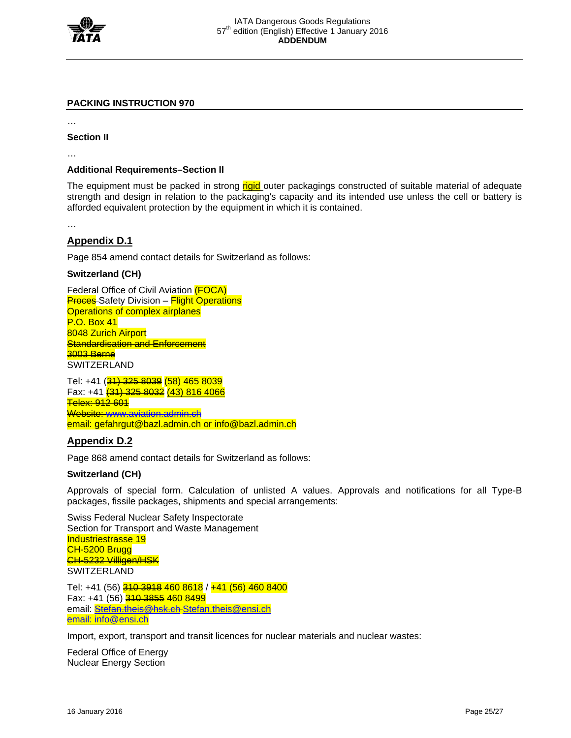**PACKING INSTRUCTION 970**

…

**Section II**

…

**Additional Requirements–Section II**

The equipment must be packed in strong rigid outer packagings constructed of suitable material of adequate strength and design in relation to the packaging's capacity and its intended use unless the cell or battery is afforded equivalent protection by the equipment in which it is contained.

…

## Appendix D.1

Page 854 amend contact details for Switzerland as follows:

**Switzerland (CH)**

Federal Office of Civil Aviation (FOCA)
~~Proces~~ Safety Division – Flight Operations
Operations of complex airplanes
P.O. Box 41
8048 Zurich Airport
~~Standardisation and Enforcement~~
~~3003 Berne~~
SWITZERLAND

Tel: +41 (~~31) 325 8039~~ (58) 465 8039
Fax: +41 ~~(31) 325 8032~~ (43) 816 4066
~~Telex: 912 601~~
~~Website: www.aviation.admin.ch~~
email: gefahrgut@bazl.admin.ch or info@bazl.admin.ch

## Appendix D.2

Page 868 amend contact details for Switzerland as follows:

**Switzerland (CH)**

Approvals of special form. Calculation of unlisted A values. Approvals and notifications for all Type-B packages, fissile packages, shipments and special arrangements:

Swiss Federal Nuclear Safety Inspectorate
Section for Transport and Waste Management
Industriestrasse 19
CH-5200 Brugg
~~CH-5232 Villigen/HSK~~
SWITZERLAND

Tel: +41 (56) ~~310 3918~~ 460 8618 / +41 (56) 460 8400
Fax: +41 (56) ~~310 3855~~ 460 8499
email: ~~Stefan.theis@hsk.ch~~ Stefan.theis@ensi.ch
email: info@ensi.ch

Import, export, transport and transit licences for nuclear materials and nuclear wastes:

Federal Office of Energy
Nuclear Energy Section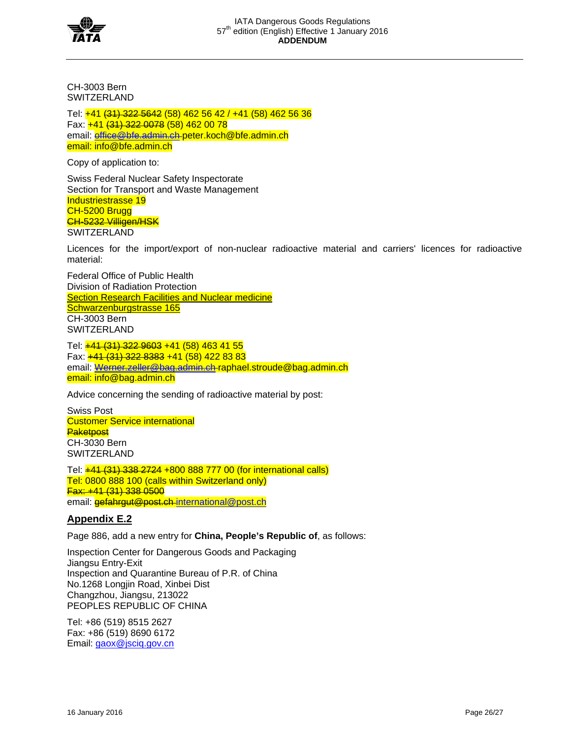CH-3003 Bern
SWITZERLAND

Tel: +41 ~~(31) 322 5642~~ (58) 462 56 42 / +41 (58) 462 56 36
Fax: +41 ~~(31) 322 0078~~ (58) 462 00 78
email: ~~office@bfe.admin.ch~~ peter.koch@bfe.admin.ch
email: info@bfe.admin.ch

Copy of application to:

Swiss Federal Nuclear Safety Inspectorate
Section for Transport and Waste Management
Industriestrasse 19
CH-5200 Brugg
~~CH-5232 Villigen/HSK~~
SWITZERLAND

Licences for the import/export of non-nuclear radioactive material and carriers' licences for radioactive material:

Federal Office of Public Health
Division of Radiation Protection
Section Research Facilities and Nuclear medicine
Schwarzenburgstrasse 165
CH-3003 Bern
SWITZERLAND

Tel: ~~+41 (31) 322 9603~~ +41 (58) 463 41 55
Fax: ~~+41 (31) 322 8383~~ +41 (58) 422 83 83
email: ~~Werner.zeller@bag.admin.ch~~ raphael.stroude@bag.admin.ch
email: info@bag.admin.ch

Advice concerning the sending of radioactive material by post:

Swiss Post
Customer Service international
~~Paketpost~~
CH-3030 Bern
SWITZERLAND

Tel: ~~+41 (31) 338 2724~~ +800 888 777 00 (for international calls)
Tel: 0800 888 100 (calls within Switzerland only)
~~Fax: +41 (31) 338 0500~~
email: ~~gefahrgut@post.ch~~ international@post.ch

## Appendix E.2

Page 886, add a new entry for **China, People's Republic of**, as follows:

Inspection Center for Dangerous Goods and Packaging
Jiangsu Entry-Exit
Inspection and Quarantine Bureau of P.R. of China
No.1268 Longjin Road, Xinbei Dist
Changzhou, Jiangsu, 213022
PEOPLES REPUBLIC OF CHINA

Tel: +86 (519) 8515 2627
Fax: +86 (519) 8690 6172
Email: gaox@jsciq.gov.cn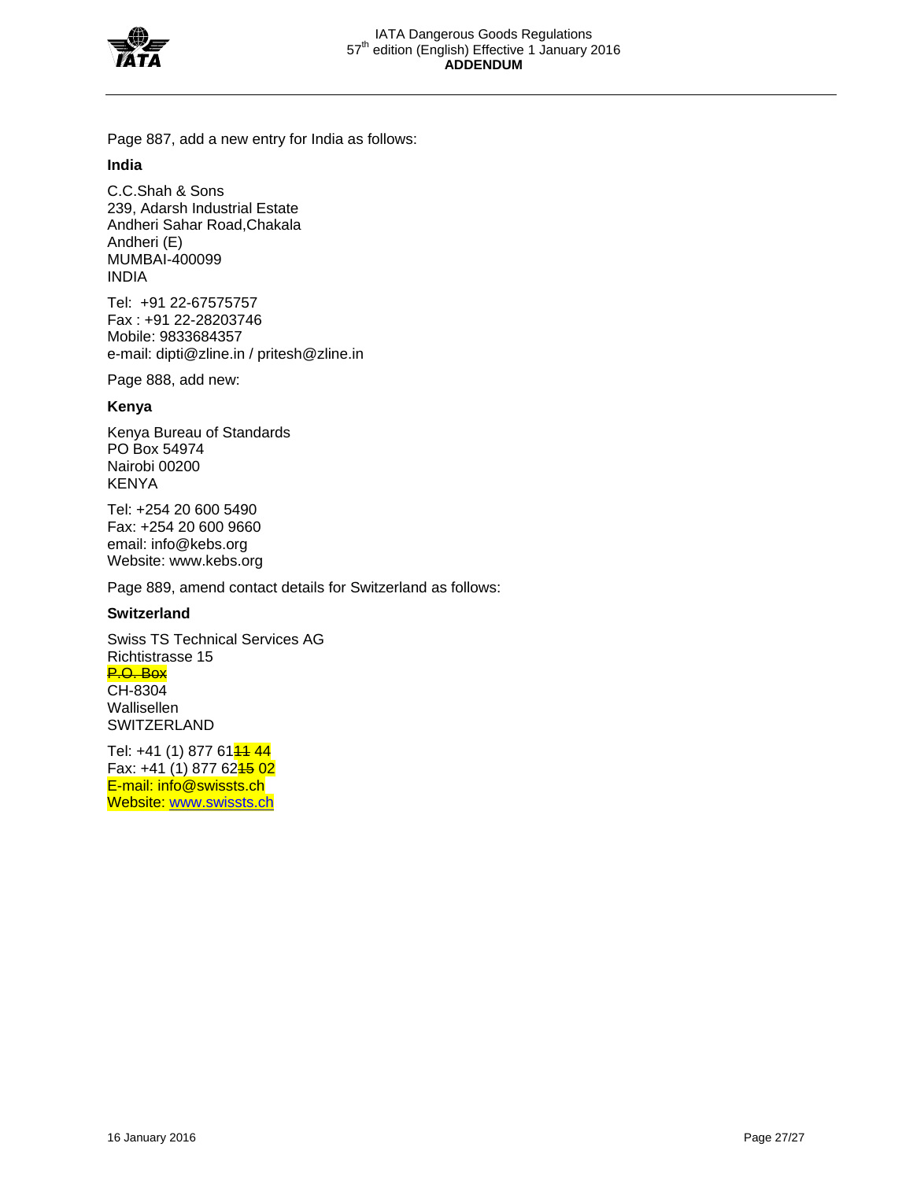Page 887, add a new entry for India as follows:

**India**

C.C.Shah & Sons
239, Adarsh Industrial Estate
Andheri Sahar Road,Chakala
Andheri (E)
MUMBAI-400099
INDIA

Tel: +91 22-67575757
Fax : +91 22-28203746
Mobile: 9833684357
e-mail: dipti@zline.in / pritesh@zline.in

Page 888, add new:

**Kenya**

Kenya Bureau of Standards
PO Box 54974
Nairobi 00200
KENYA

Tel: +254 20 600 5490
Fax: +254 20 600 9660
email: info@kebs.org
Website: www.kebs.org

Page 889, amend contact details for Switzerland as follows:

**Switzerland**

Swiss TS Technical Services AG
Richtistrasse 15
~~P.O. Box~~
CH-8304
Wallisellen
SWITZERLAND

Tel: +41 (1) 877 61~~11~~ 44
Fax: +41 (1) 877 62~~15~~ 02
E-mail: info@swissts.ch
Website: www.swissts.ch